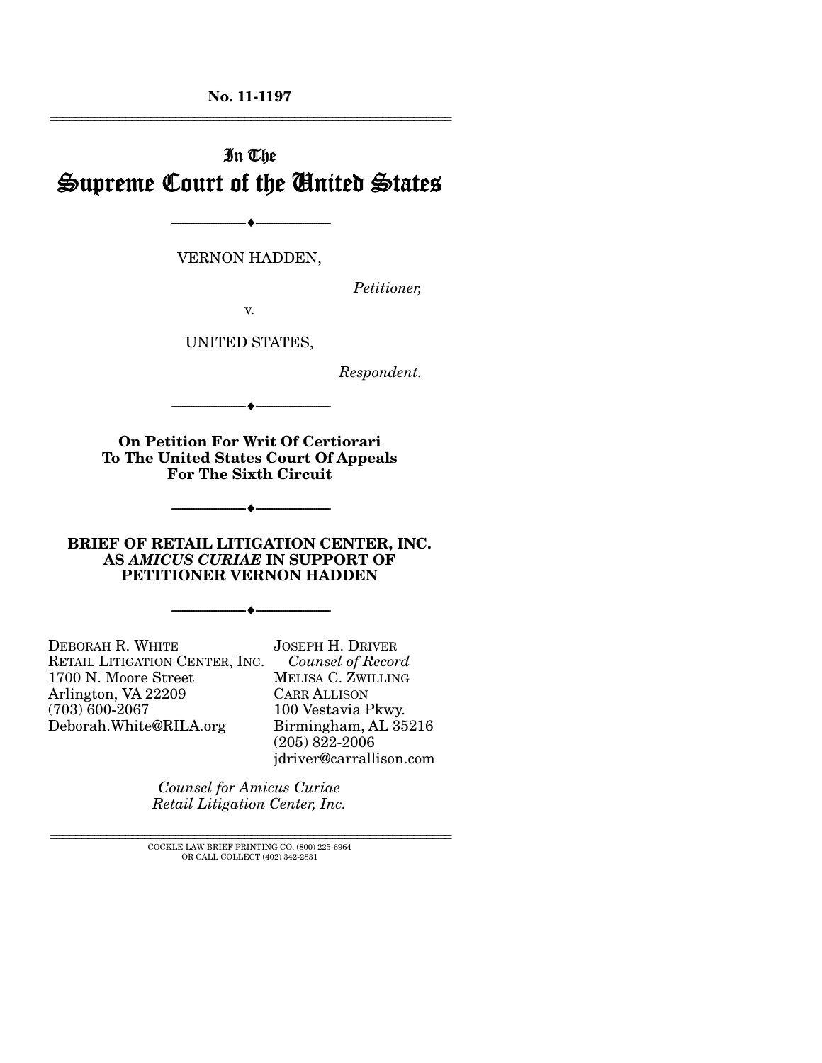**No. 11-1197**

---

In The

# Supreme Court of the United States

---

VERNON HADDEN,

*Petitioner,*

v.

UNITED STATES,

*Respondent.*

---

**On Petition For Writ Of Certiorari To The United States Court Of Appeals For The Sixth Circuit**

---

**BRIEF OF RETAIL LITIGATION CENTER, INC. AS *AMICUS CURIAE* IN SUPPORT OF PETITIONER VERNON HADDEN**

---

DEBORAH R. WHITE
RETAIL LITIGATION CENTER, INC.
1700 N. Moore Street
Arlington, VA 22209
(703) 600-2067
Deborah.White@RILA.org

JOSEPH H. DRIVER
*Counsel of Record*
MELISA C. ZWILLING
CARR ALLISON
100 Vestavia Pkwy.
Birmingham, AL 35216
(205) 822-2006
jdriver@carrallison.com

*Counsel for Amicus Curiae Retail Litigation Center, Inc.*

---

COCKLE LAW BRIEF PRINTING CO. (800) 225-6964
OR CALL COLLECT (402) 342-2831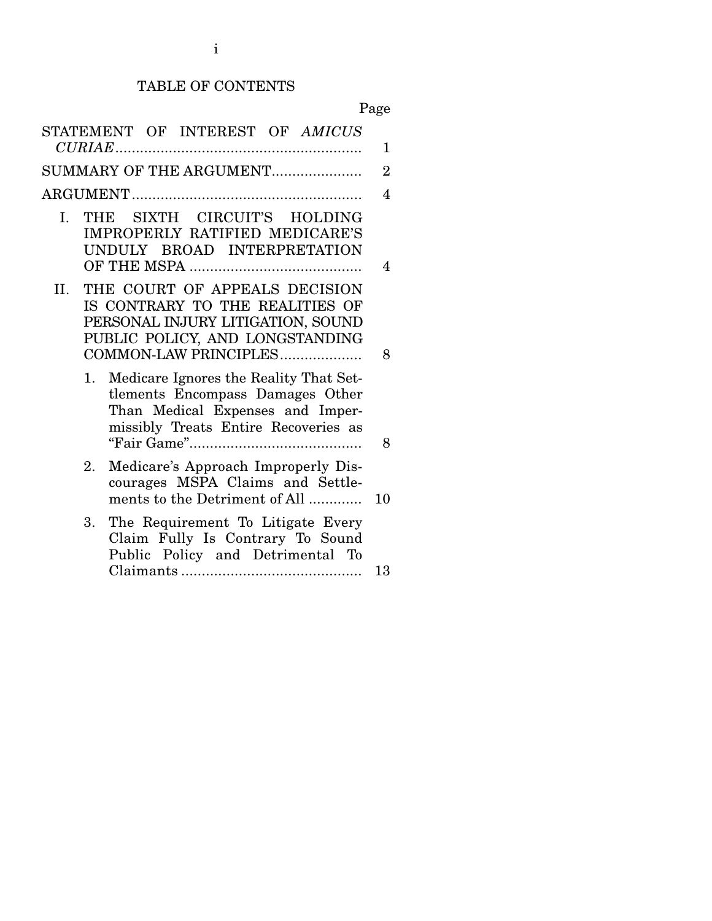# TABLE OF CONTENTS

| | Page |
|---|---|
| STATEMENT OF INTEREST OF *AMICUS CURIAE* | 1 |
| SUMMARY OF THE ARGUMENT | 2 |
| ARGUMENT | 4 |
| I. THE SIXTH CIRCUIT'S HOLDING IMPROPERLY RATIFIED MEDICARE'S UNDULY BROAD INTERPRETATION OF THE MSPA | 4 |
| II. THE COURT OF APPEALS DECISION IS CONTRARY TO THE REALITIES OF PERSONAL INJURY LITIGATION, SOUND PUBLIC POLICY, AND LONGSTANDING COMMON-LAW PRINCIPLES | 8 |
| 1. Medicare Ignores the Reality That Settlements Encompass Damages Other Than Medical Expenses and Impermissibly Treats Entire Recoveries as "Fair Game" | 8 |
| 2. Medicare's Approach Improperly Discourages MSPA Claims and Settlements to the Detriment of All | 10 |
| 3. The Requirement To Litigate Every Claim Fully Is Contrary To Sound Public Policy and Detrimental To Claimants | 13 |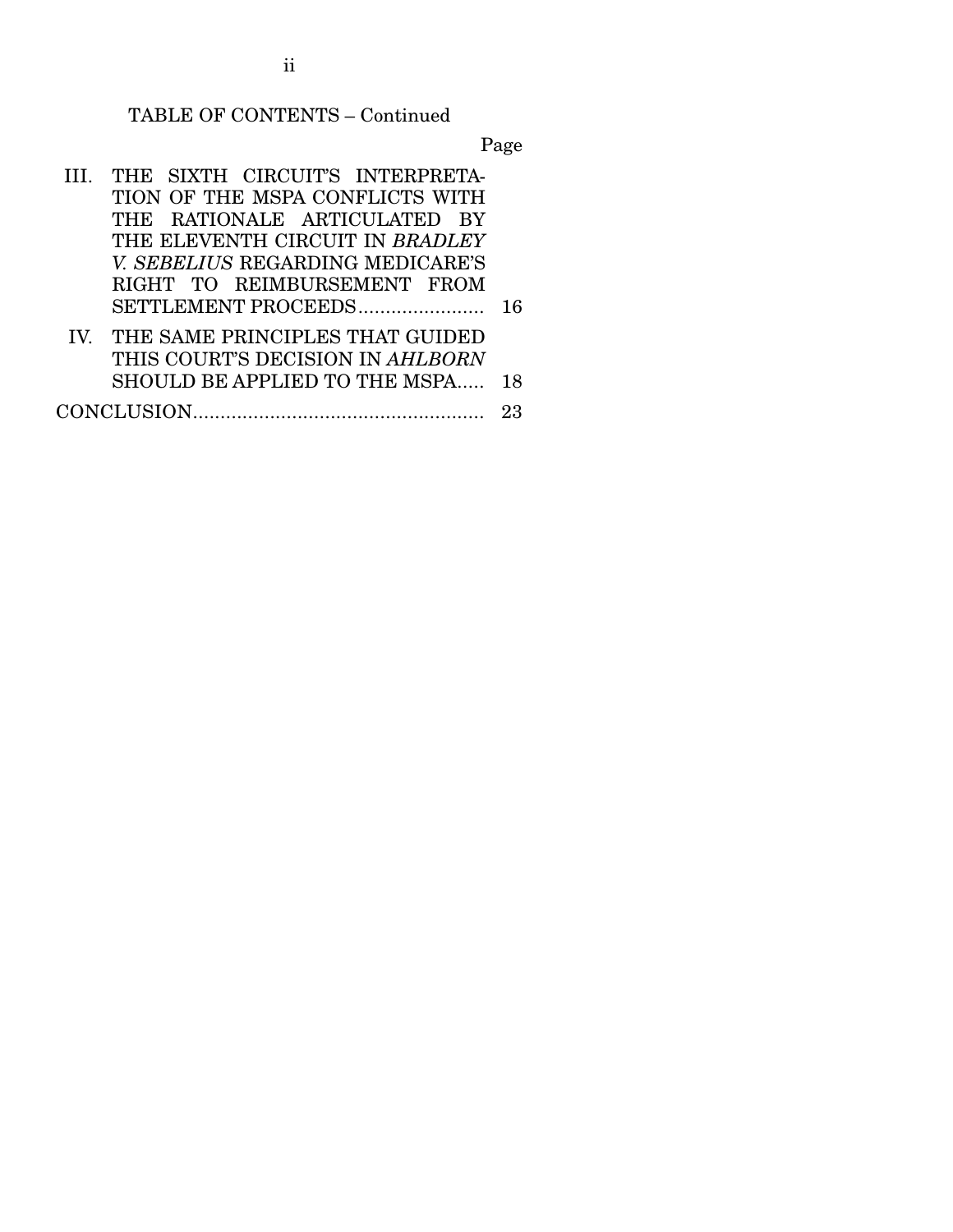TABLE OF CONTENTS – Continued

| | | Page |
|---|---|---|
| III. | THE SIXTH CIRCUIT'S INTERPRETATION OF THE MSPA CONFLICTS WITH THE RATIONALE ARTICULATED BY THE ELEVENTH CIRCUIT IN *BRADLEY V. SEBELIUS* REGARDING MEDICARE'S RIGHT TO REIMBURSEMENT FROM SETTLEMENT PROCEEDS | 16 |
| IV. | THE SAME PRINCIPLES THAT GUIDED THIS COURT'S DECISION IN *AHLBORN* SHOULD BE APPLIED TO THE MSPA | 18 |
| CONCLUSION | | 23 |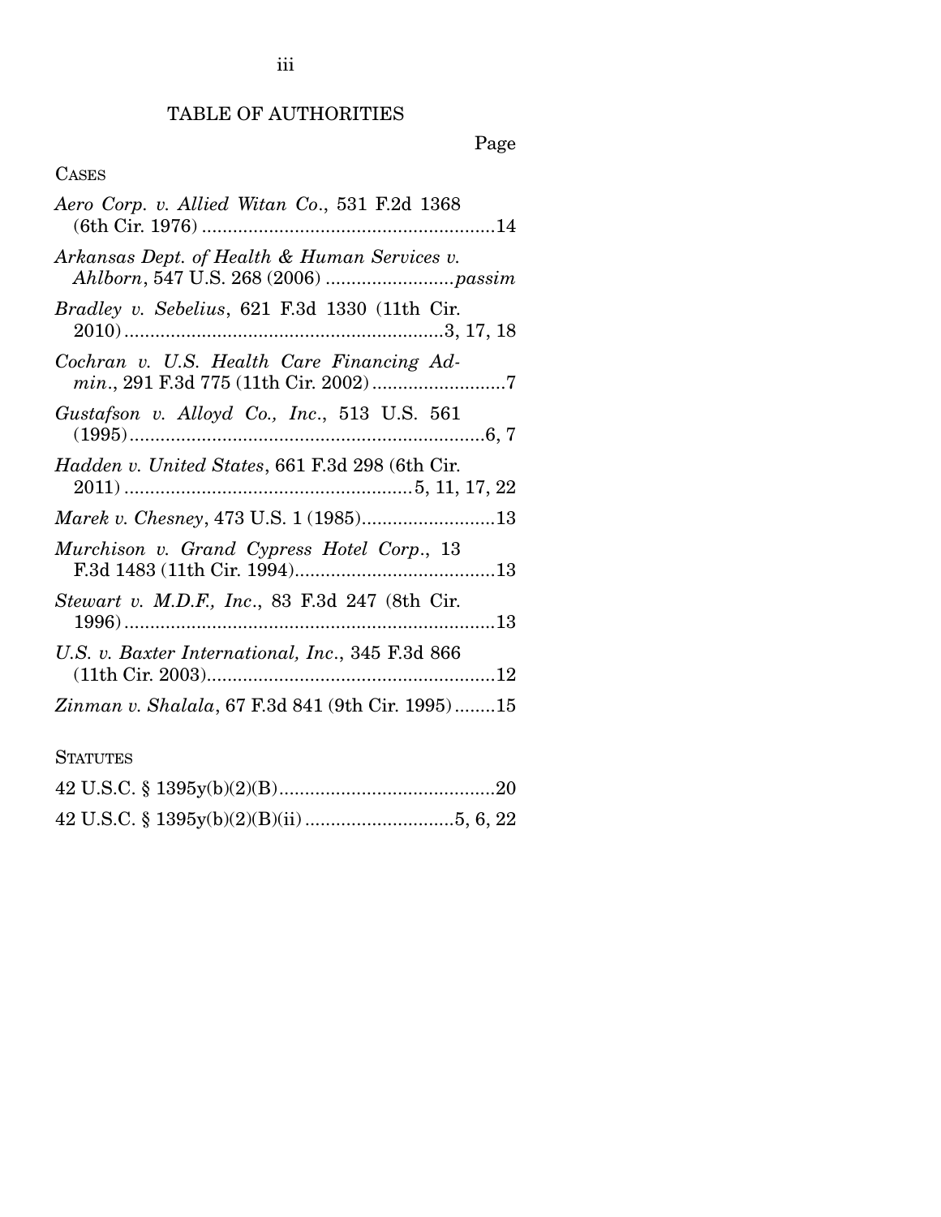# TABLE OF AUTHORITIES

Page

## CASES

*Aero Corp. v. Allied Witan Co.*, 531 F.2d 1368 (6th Cir. 1976) ........................................................14

*Arkansas Dept. of Health & Human Services v. Ahlborn*, 547 U.S. 268 (2006) .........................*passim*

*Bradley v. Sebelius*, 621 F.3d 1330 (11th Cir. 2010)............................................................3, 17, 18

*Cochran v. U.S. Health Care Financing Admin.*, 291 F.3d 775 (11th Cir. 2002)..........................7

*Gustafson v. Alloyd Co., Inc.*, 513 U.S. 561 (1995)....................................................................6, 7

*Hadden v. United States*, 661 F.3d 298 (6th Cir. 2011) .......................................................5, 11, 17, 22

*Marek v. Chesney*, 473 U.S. 1 (1985)..........................13

*Murchison v. Grand Cypress Hotel Corp.*, 13 F.3d 1483 (11th Cir. 1994)......................................13

*Stewart v. M.D.F., Inc.*, 83 F.3d 247 (8th Cir. 1996) .......................................................................13

*U.S. v. Baxter International, Inc.*, 345 F.3d 866 (11th Cir. 2003)........................................................12

*Zinman v. Shalala*, 67 F.3d 841 (9th Cir. 1995)........15

## STATUTES

42 U.S.C. § 1395y(b)(2)(B)..........................................20

42 U.S.C. § 1395y(b)(2)(B)(ii) ............................5, 6, 22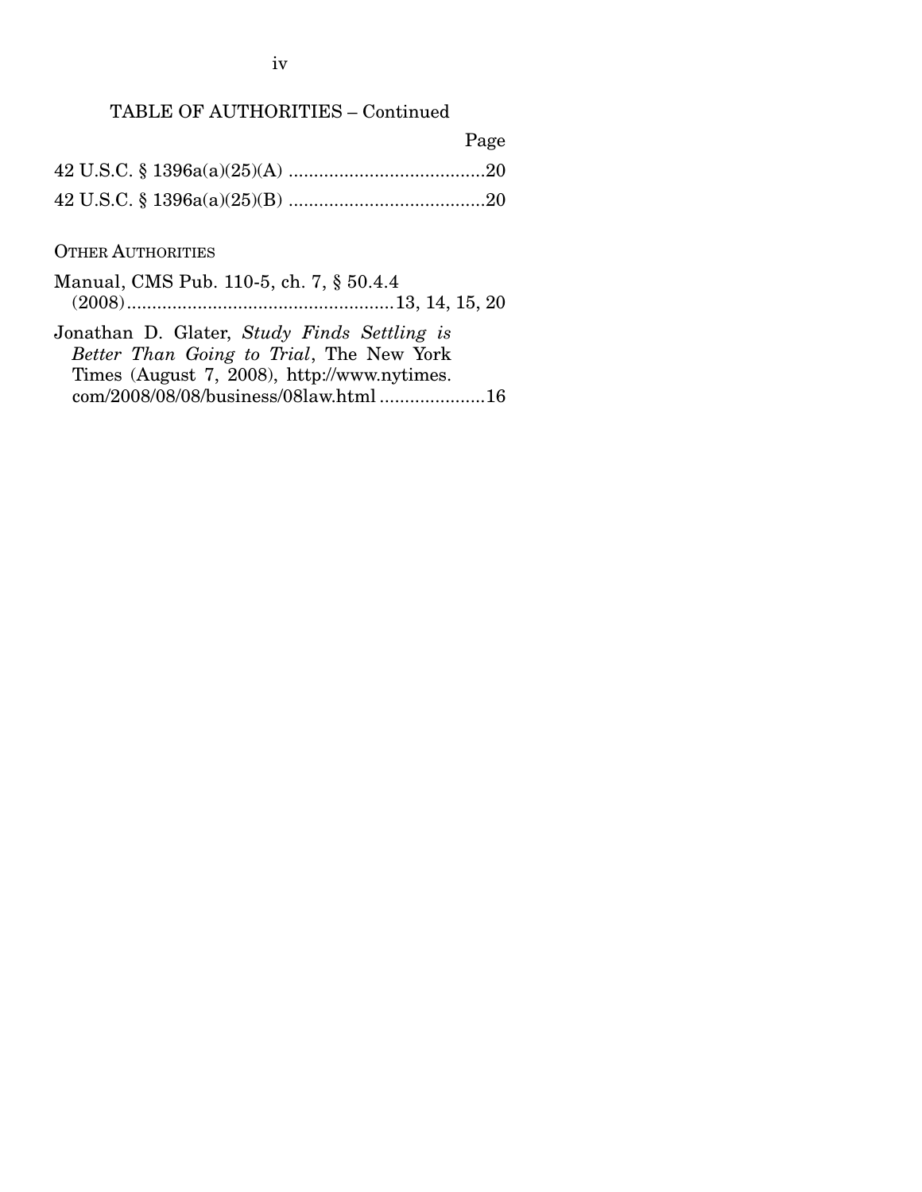## TABLE OF AUTHORITIES – Continued

| | Page |
|---|---|
| 42 U.S.C. § 1396a(a)(25)(A) | 20 |
| 42 U.S.C. § 1396a(a)(25)(B) | 20 |

OTHER AUTHORITIES

| | |
|---|---|
| Manual, CMS Pub. 110-5, ch. 7, § 50.4.4 (2008) | 13, 14, 15, 20 |
| Jonathan D. Glater, *Study Finds Settling is Better Than Going to Trial*, The New York Times (August 7, 2008), http://www.nytimes.com/2008/08/08/business/08law.html | 16 |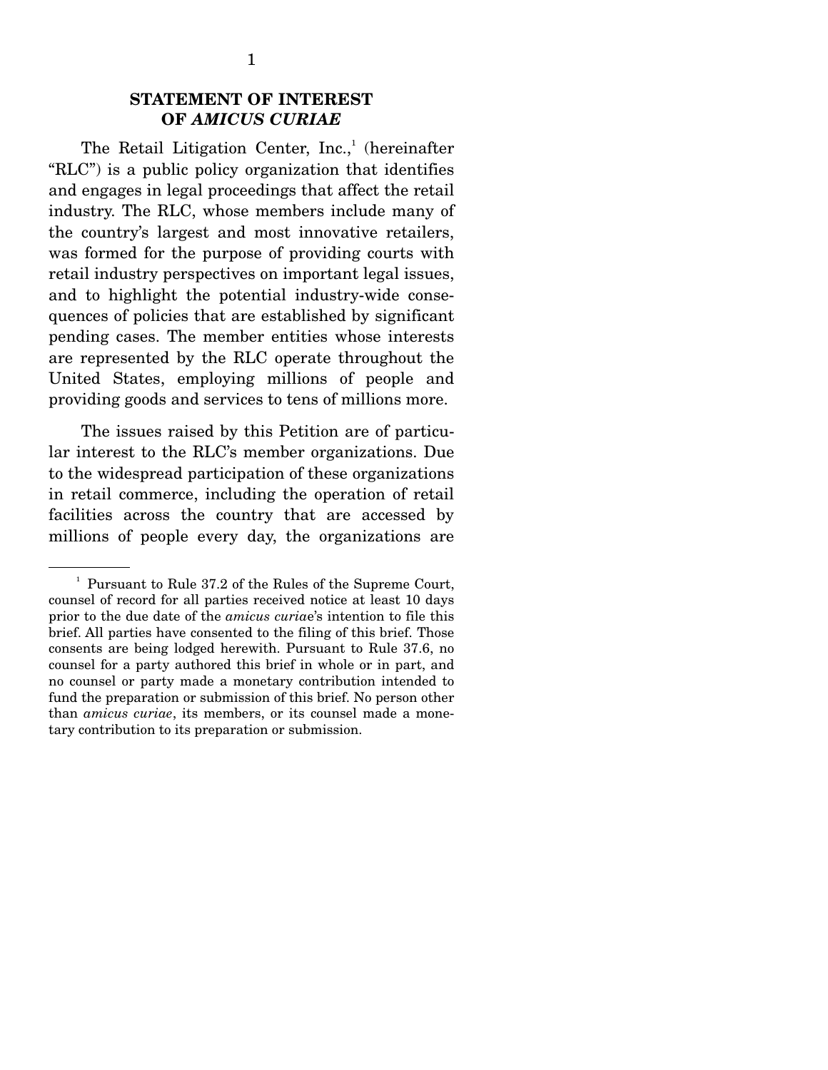## STATEMENT OF INTEREST OF *AMICUS CURIAE*

The Retail Litigation Center, Inc.,[1] (hereinafter "RLC") is a public policy organization that identifies and engages in legal proceedings that affect the retail industry. The RLC, whose members include many of the country's largest and most innovative retailers, was formed for the purpose of providing courts with retail industry perspectives on important legal issues, and to highlight the potential industry-wide consequences of policies that are established by significant pending cases. The member entities whose interests are represented by the RLC operate throughout the United States, employing millions of people and providing goods and services to tens of millions more.

The issues raised by this Petition are of particular interest to the RLC's member organizations. Due to the widespread participation of these organizations in retail commerce, including the operation of retail facilities across the country that are accessed by millions of people every day, the organizations are

---

[1] Pursuant to Rule 37.2 of the Rules of the Supreme Court, counsel of record for all parties received notice at least 10 days prior to the due date of the *amicus curiae*'s intention to file this brief. All parties have consented to the filing of this brief. Those consents are being lodged herewith. Pursuant to Rule 37.6, no counsel for a party authored this brief in whole or in part, and no counsel or party made a monetary contribution intended to fund the preparation or submission of this brief. No person other than *amicus curiae*, its members, or its counsel made a monetary contribution to its preparation or submission.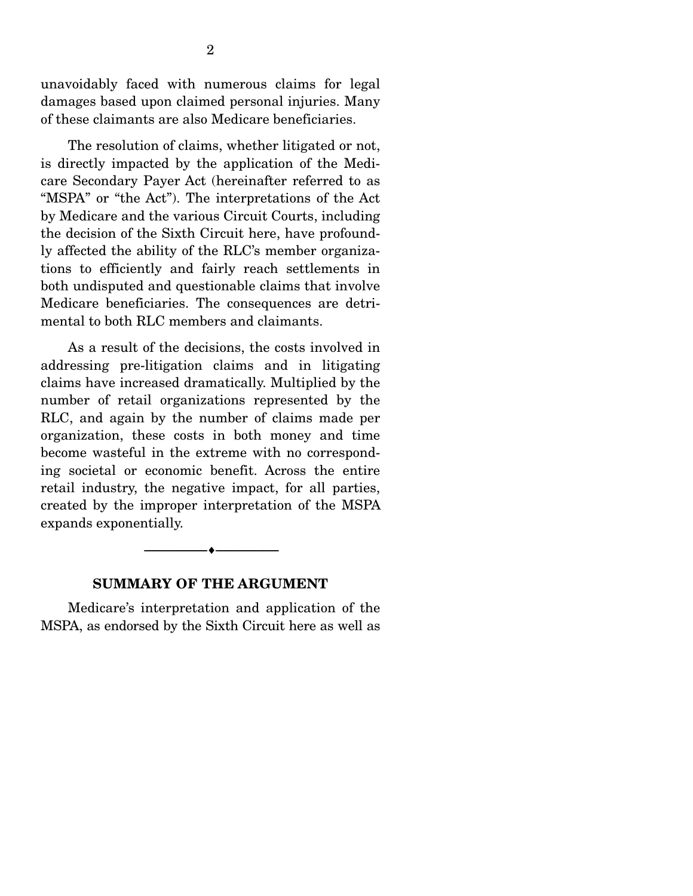unavoidably faced with numerous claims for legal damages based upon claimed personal injuries. Many of these claimants are also Medicare beneficiaries.

The resolution of claims, whether litigated or not, is directly impacted by the application of the Medicare Secondary Payer Act (hereinafter referred to as "MSPA" or "the Act"). The interpretations of the Act by Medicare and the various Circuit Courts, including the decision of the Sixth Circuit here, have profoundly affected the ability of the RLC's member organizations to efficiently and fairly reach settlements in both undisputed and questionable claims that involve Medicare beneficiaries. The consequences are detrimental to both RLC members and claimants.

As a result of the decisions, the costs involved in addressing pre-litigation claims and in litigating claims have increased dramatically. Multiplied by the number of retail organizations represented by the RLC, and again by the number of claims made per organization, these costs in both money and time become wasteful in the extreme with no corresponding societal or economic benefit. Across the entire retail industry, the negative impact, for all parties, created by the improper interpretation of the MSPA expands exponentially.

---

## SUMMARY OF THE ARGUMENT

Medicare's interpretation and application of the MSPA, as endorsed by the Sixth Circuit here as well as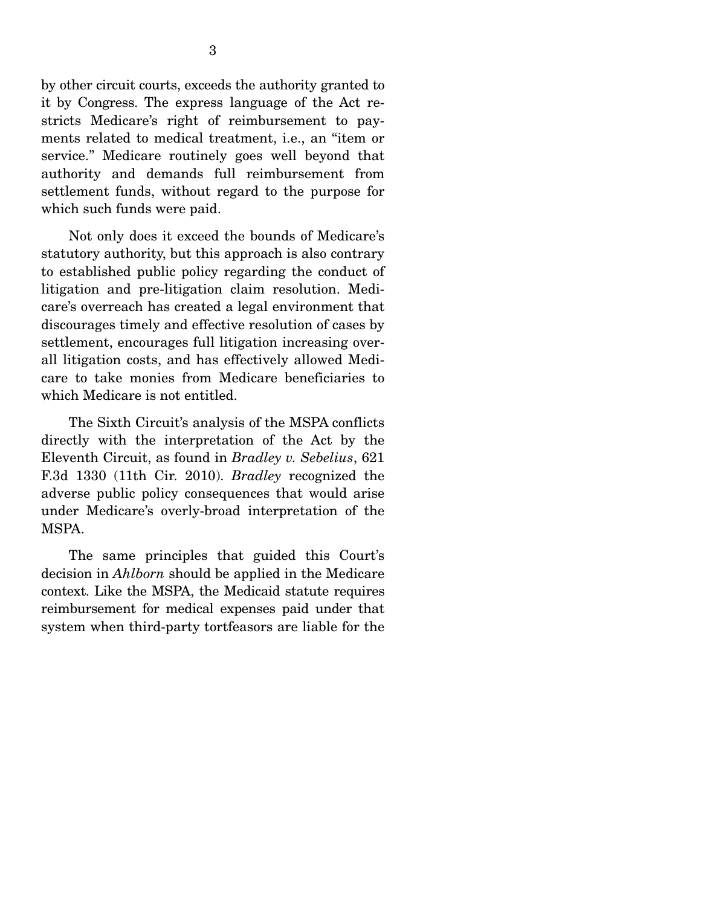by other circuit courts, exceeds the authority granted to it by Congress. The express language of the Act restricts Medicare's right of reimbursement to payments related to medical treatment, i.e., an "item or service." Medicare routinely goes well beyond that authority and demands full reimbursement from settlement funds, without regard to the purpose for which such funds were paid.

Not only does it exceed the bounds of Medicare's statutory authority, but this approach is also contrary to established public policy regarding the conduct of litigation and pre-litigation claim resolution. Medicare's overreach has created a legal environment that discourages timely and effective resolution of cases by settlement, encourages full litigation increasing overall litigation costs, and has effectively allowed Medicare to take monies from Medicare beneficiaries to which Medicare is not entitled.

The Sixth Circuit's analysis of the MSPA conflicts directly with the interpretation of the Act by the Eleventh Circuit, as found in *Bradley v. Sebelius*, 621 F.3d 1330 (11th Cir. 2010). *Bradley* recognized the adverse public policy consequences that would arise under Medicare's overly-broad interpretation of the MSPA.

The same principles that guided this Court's decision in *Ahlborn* should be applied in the Medicare context. Like the MSPA, the Medicaid statute requires reimbursement for medical expenses paid under that system when third-party tortfeasors are liable for the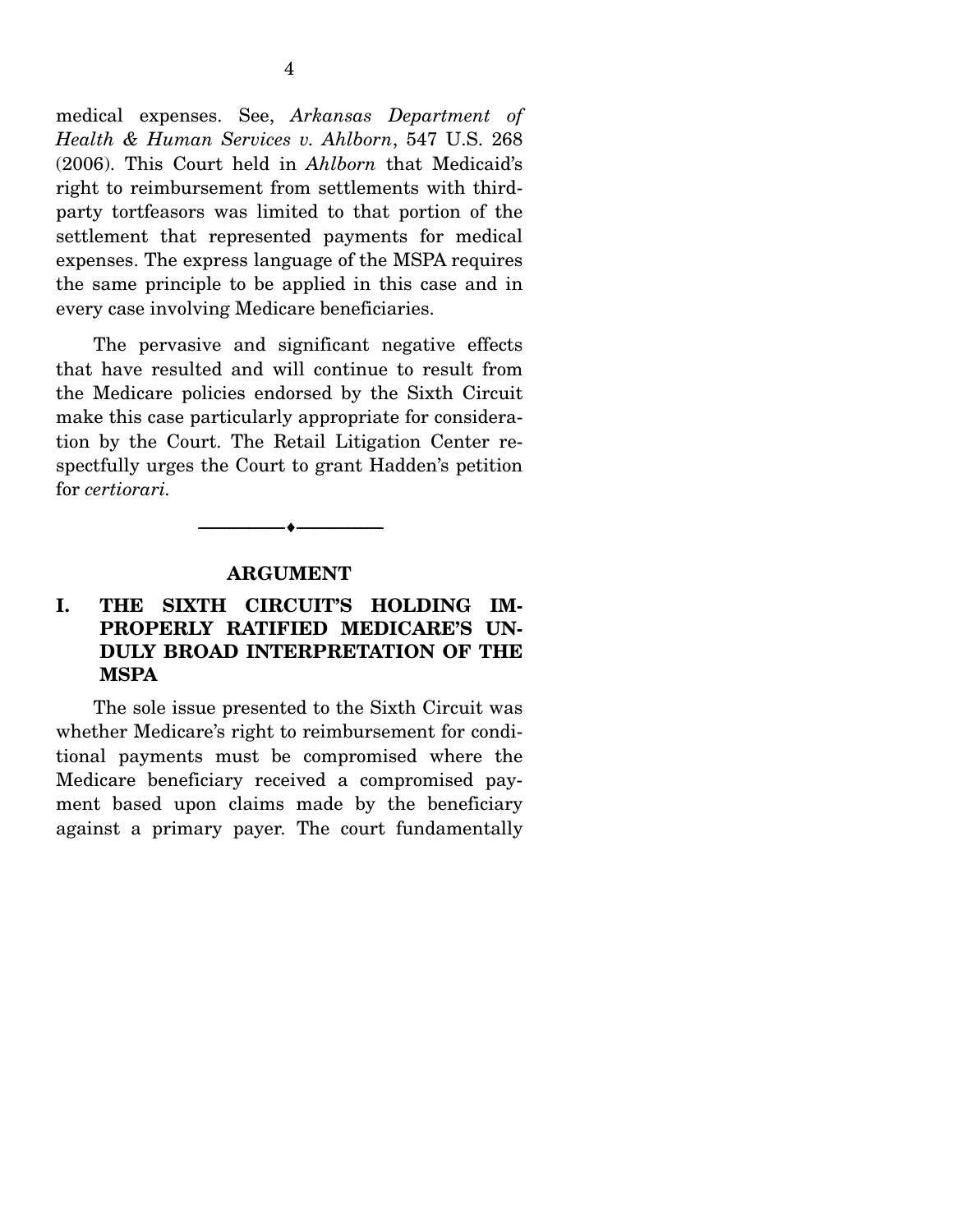medical expenses. See, *Arkansas Department of Health & Human Services v. Ahlborn*, 547 U.S. 268 (2006). This Court held in *Ahlborn* that Medicaid's right to reimbursement from settlements with third-party tortfeasors was limited to that portion of the settlement that represented payments for medical expenses. The express language of the MSPA requires the same principle to be applied in this case and in every case involving Medicare beneficiaries.

The pervasive and significant negative effects that have resulted and will continue to result from the Medicare policies endorsed by the Sixth Circuit make this case particularly appropriate for consideration by the Court. The Retail Litigation Center respectfully urges the Court to grant Hadden's petition for *certiorari*.

---

## ARGUMENT

### I. THE SIXTH CIRCUIT'S HOLDING IMPROPERLY RATIFIED MEDICARE'S UNDULY BROAD INTERPRETATION OF THE MSPA

The sole issue presented to the Sixth Circuit was whether Medicare's right to reimbursement for conditional payments must be compromised where the Medicare beneficiary received a compromised payment based upon claims made by the beneficiary against a primary payer. The court fundamentally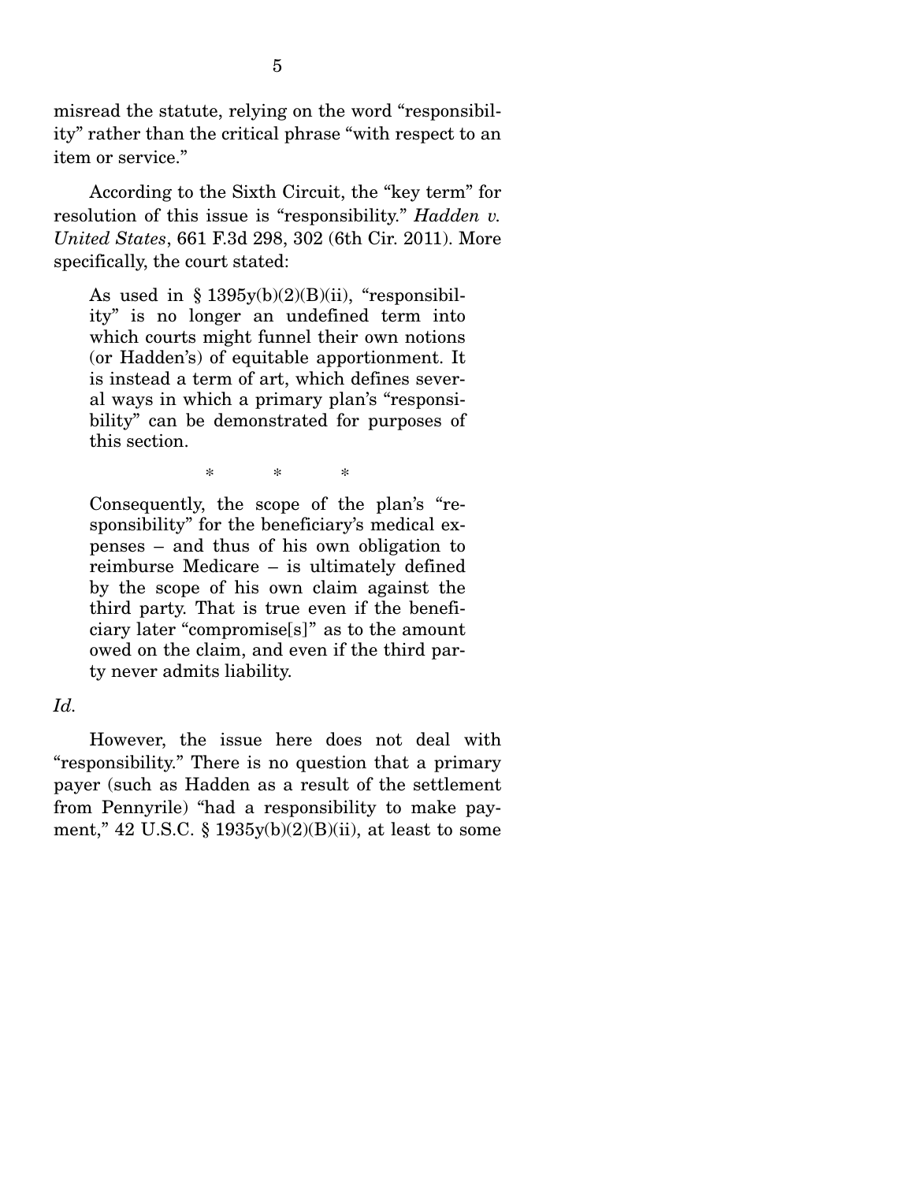misread the statute, relying on the word "responsibility" rather than the critical phrase "with respect to an item or service."

According to the Sixth Circuit, the "key term" for resolution of this issue is "responsibility." *Hadden v. United States*, 661 F.3d 298, 302 (6th Cir. 2011). More specifically, the court stated:

> As used in § 1395y(b)(2)(B)(ii), "responsibility" is no longer an undefined term into which courts might funnel their own notions (or Hadden's) of equitable apportionment. It is instead a term of art, which defines several ways in which a primary plan's "responsibility" can be demonstrated for purposes of this section.
>
> \* \* \*
>
> Consequently, the scope of the plan's "responsibility" for the beneficiary's medical expenses – and thus of his own obligation to reimburse Medicare – is ultimately defined by the scope of his own claim against the third party. That is true even if the beneficiary later "compromise[s]" as to the amount owed on the claim, and even if the third party never admits liability.

*Id.*

However, the issue here does not deal with "responsibility." There is no question that a primary payer (such as Hadden as a result of the settlement from Pennyrile) "had a responsibility to make payment," 42 U.S.C. § 1935y(b)(2)(B)(ii), at least to some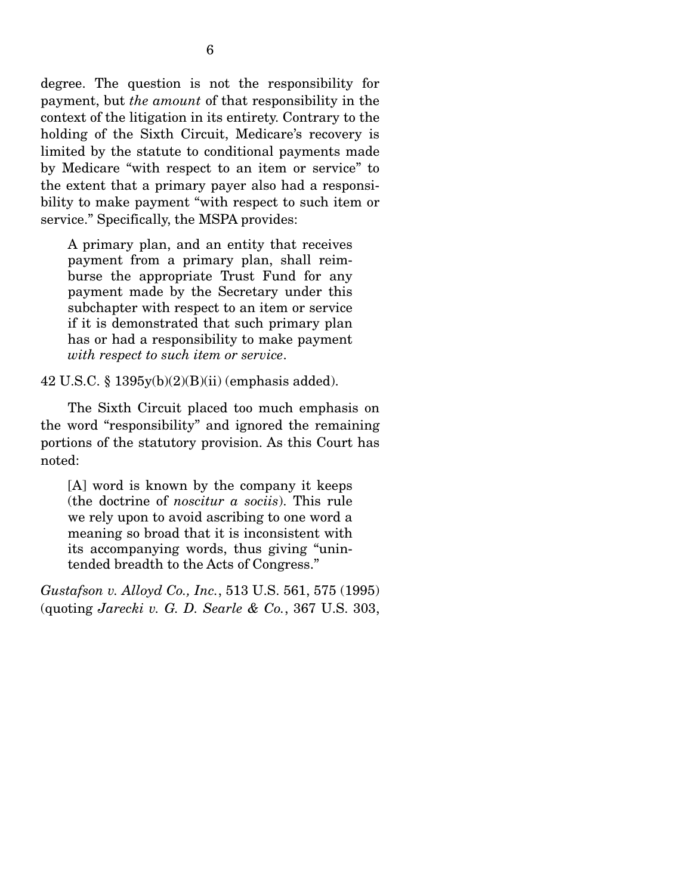degree. The question is not the responsibility for payment, but *the amount* of that responsibility in the context of the litigation in its entirety. Contrary to the holding of the Sixth Circuit, Medicare's recovery is limited by the statute to conditional payments made by Medicare "with respect to an item or service" to the extent that a primary payer also had a responsibility to make payment "with respect to such item or service." Specifically, the MSPA provides:

> A primary plan, and an entity that receives payment from a primary plan, shall reimburse the appropriate Trust Fund for any payment made by the Secretary under this subchapter with respect to an item or service if it is demonstrated that such primary plan has or had a responsibility to make payment *with respect to such item or service*.

42 U.S.C. § 1395y(b)(2)(B)(ii) (emphasis added).

The Sixth Circuit placed too much emphasis on the word "responsibility" and ignored the remaining portions of the statutory provision. As this Court has noted:

> [A] word is known by the company it keeps (the doctrine of *noscitur a sociis*). This rule we rely upon to avoid ascribing to one word a meaning so broad that it is inconsistent with its accompanying words, thus giving "unintended breadth to the Acts of Congress."

*Gustafson v. Alloyd Co., Inc.*, 513 U.S. 561, 575 (1995) (quoting *Jarecki v. G. D. Searle & Co.*, 367 U.S. 303,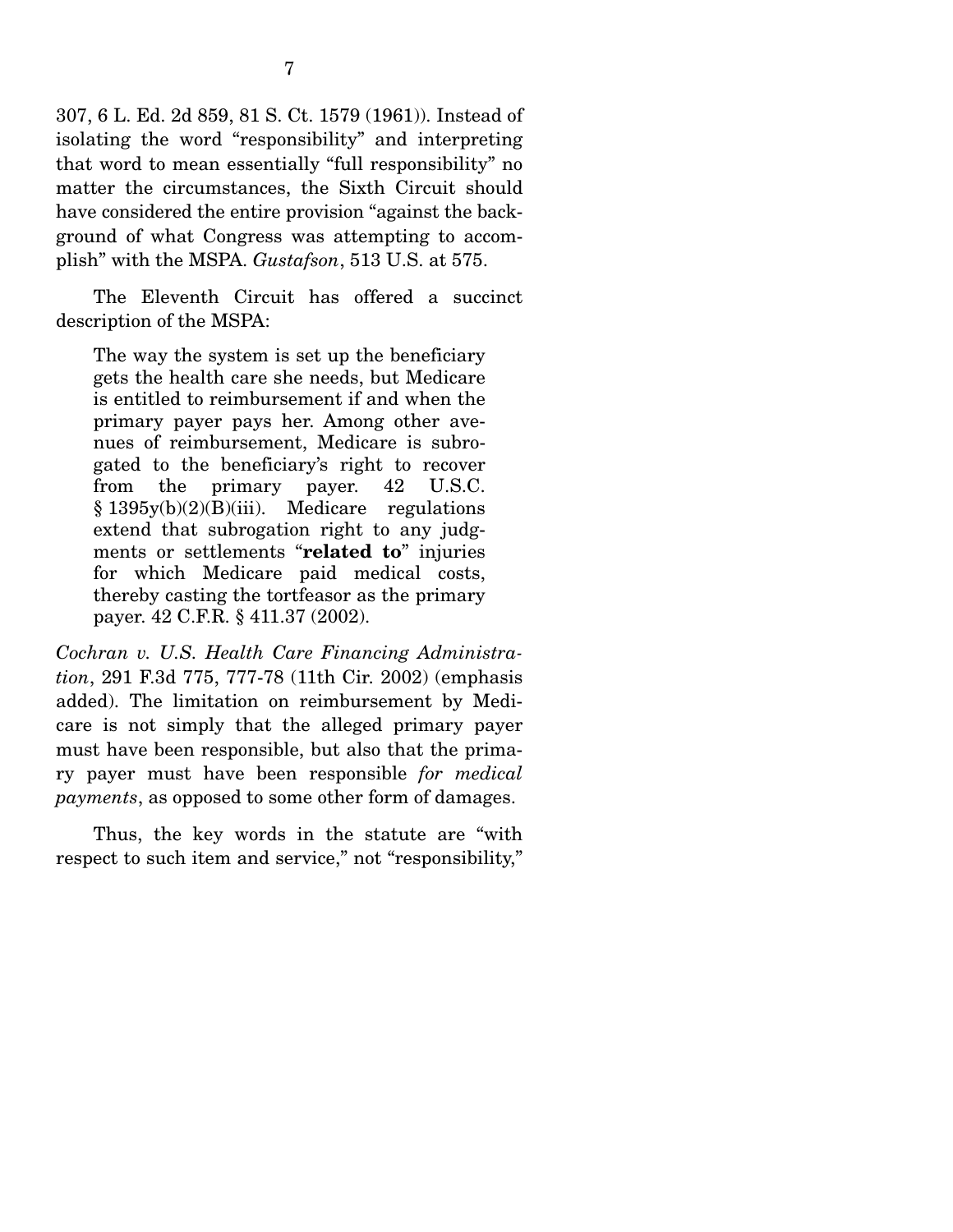307, 6 L. Ed. 2d 859, 81 S. Ct. 1579 (1961)). Instead of isolating the word "responsibility" and interpreting that word to mean essentially "full responsibility" no matter the circumstances, the Sixth Circuit should have considered the entire provision "against the background of what Congress was attempting to accomplish" with the MSPA. *Gustafson*, 513 U.S. at 575.

The Eleventh Circuit has offered a succinct description of the MSPA:

> The way the system is set up the beneficiary gets the health care she needs, but Medicare is entitled to reimbursement if and when the primary payer pays her. Among other avenues of reimbursement, Medicare is subrogated to the beneficiary's right to recover from the primary payer. 42 U.S.C. § 1395y(b)(2)(B)(iii). Medicare regulations extend that subrogation right to any judgments or settlements "**related to**" injuries for which Medicare paid medical costs, thereby casting the tortfeasor as the primary payer. 42 C.F.R. § 411.37 (2002).

*Cochran v. U.S. Health Care Financing Administration*, 291 F.3d 775, 777-78 (11th Cir. 2002) (emphasis added). The limitation on reimbursement by Medicare is not simply that the alleged primary payer must have been responsible, but also that the primary payer must have been responsible *for medical payments*, as opposed to some other form of damages.

Thus, the key words in the statute are "with respect to such item and service," not "responsibility,"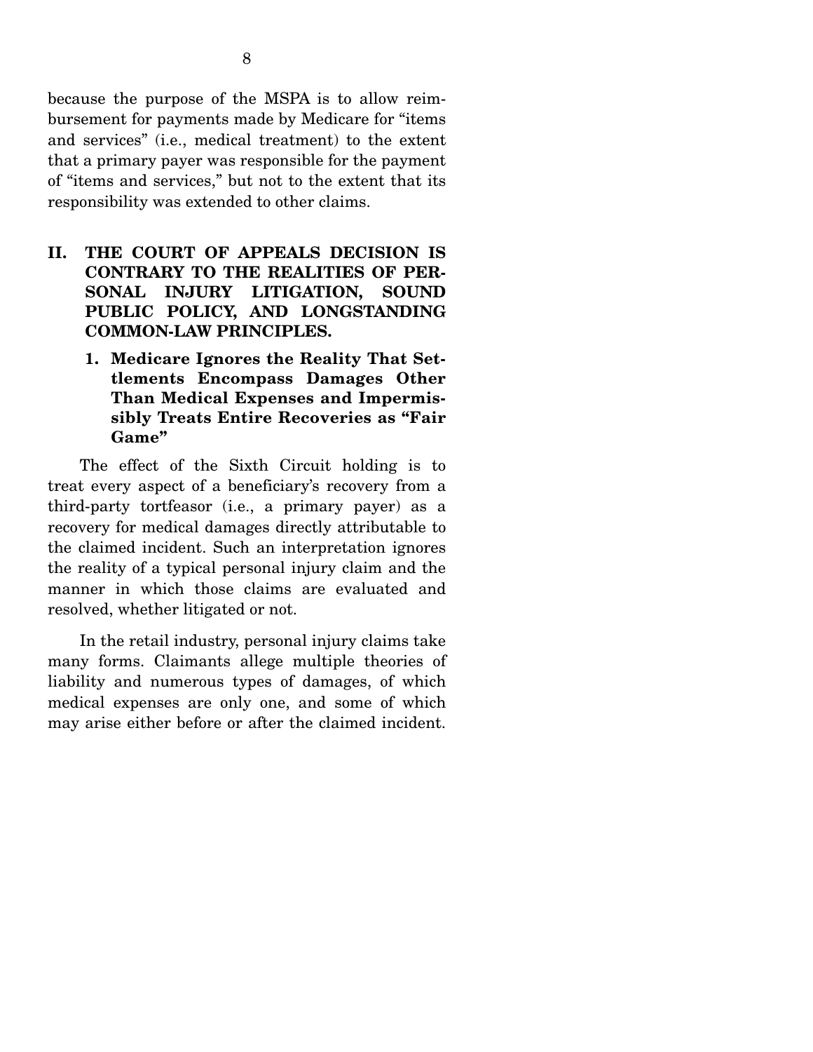because the purpose of the MSPA is to allow reimbursement for payments made by Medicare for "items and services" (i.e., medical treatment) to the extent that a primary payer was responsible for the payment of "items and services," but not to the extent that its responsibility was extended to other claims.

## II. THE COURT OF APPEALS DECISION IS CONTRARY TO THE REALITIES OF PERSONAL INJURY LITIGATION, SOUND PUBLIC POLICY, AND LONGSTANDING COMMON-LAW PRINCIPLES.

### 1. Medicare Ignores the Reality That Settlements Encompass Damages Other Than Medical Expenses and Impermissibly Treats Entire Recoveries as "Fair Game"

The effect of the Sixth Circuit holding is to treat every aspect of a beneficiary's recovery from a third-party tortfeasor (i.e., a primary payer) as a recovery for medical damages directly attributable to the claimed incident. Such an interpretation ignores the reality of a typical personal injury claim and the manner in which those claims are evaluated and resolved, whether litigated or not.

In the retail industry, personal injury claims take many forms. Claimants allege multiple theories of liability and numerous types of damages, of which medical expenses are only one, and some of which may arise either before or after the claimed incident.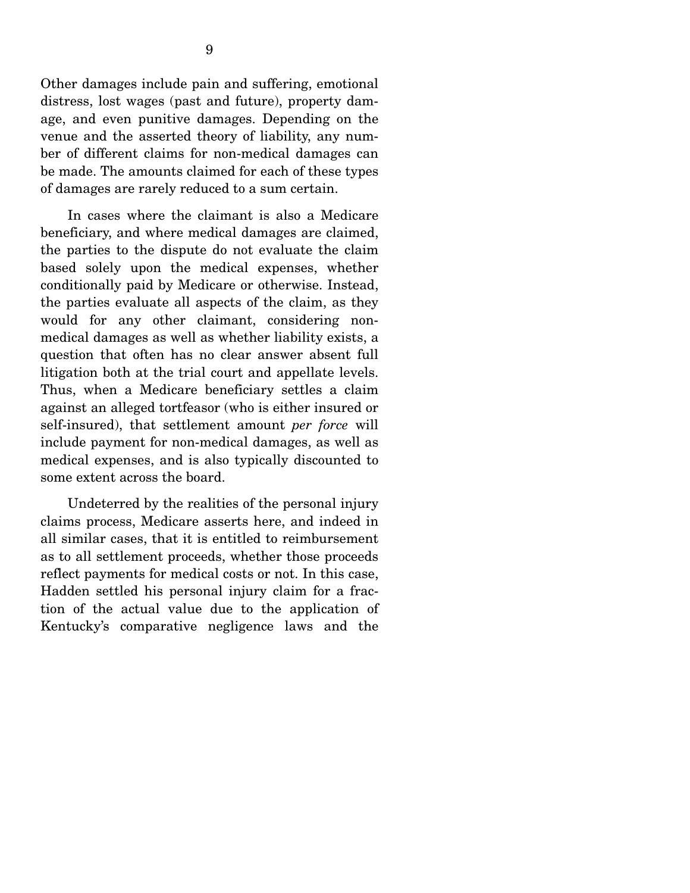Other damages include pain and suffering, emotional distress, lost wages (past and future), property damage, and even punitive damages. Depending on the venue and the asserted theory of liability, any number of different claims for non-medical damages can be made. The amounts claimed for each of these types of damages are rarely reduced to a sum certain.

In cases where the claimant is also a Medicare beneficiary, and where medical damages are claimed, the parties to the dispute do not evaluate the claim based solely upon the medical expenses, whether conditionally paid by Medicare or otherwise. Instead, the parties evaluate all aspects of the claim, as they would for any other claimant, considering non-medical damages as well as whether liability exists, a question that often has no clear answer absent full litigation both at the trial court and appellate levels. Thus, when a Medicare beneficiary settles a claim against an alleged tortfeasor (who is either insured or self-insured), that settlement amount *per force* will include payment for non-medical damages, as well as medical expenses, and is also typically discounted to some extent across the board.

Undeterred by the realities of the personal injury claims process, Medicare asserts here, and indeed in all similar cases, that it is entitled to reimbursement as to all settlement proceeds, whether those proceeds reflect payments for medical costs or not. In this case, Hadden settled his personal injury claim for a fraction of the actual value due to the application of Kentucky's comparative negligence laws and the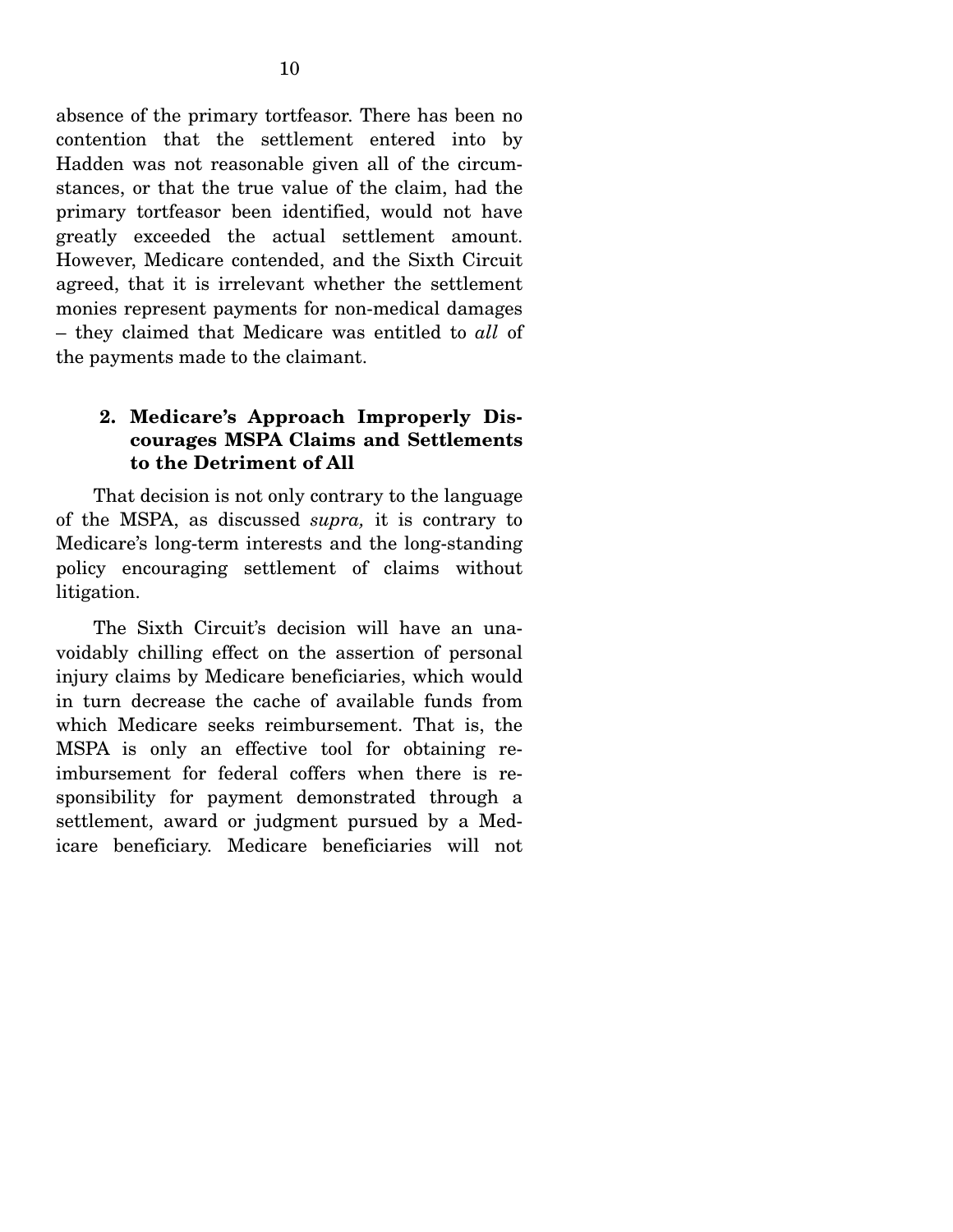absence of the primary tortfeasor. There has been no contention that the settlement entered into by Hadden was not reasonable given all of the circumstances, or that the true value of the claim, had the primary tortfeasor been identified, would not have greatly exceeded the actual settlement amount. However, Medicare contended, and the Sixth Circuit agreed, that it is irrelevant whether the settlement monies represent payments for non-medical damages – they claimed that Medicare was entitled to *all* of the payments made to the claimant.

### 2. Medicare's Approach Improperly Discourages MSPA Claims and Settlements to the Detriment of All

That decision is not only contrary to the language of the MSPA, as discussed *supra,* it is contrary to Medicare's long-term interests and the long-standing policy encouraging settlement of claims without litigation.

The Sixth Circuit's decision will have an unavoidably chilling effect on the assertion of personal injury claims by Medicare beneficiaries, which would in turn decrease the cache of available funds from which Medicare seeks reimbursement. That is, the MSPA is only an effective tool for obtaining reimbursement for federal coffers when there is responsibility for payment demonstrated through a settlement, award or judgment pursued by a Medicare beneficiary. Medicare beneficiaries will not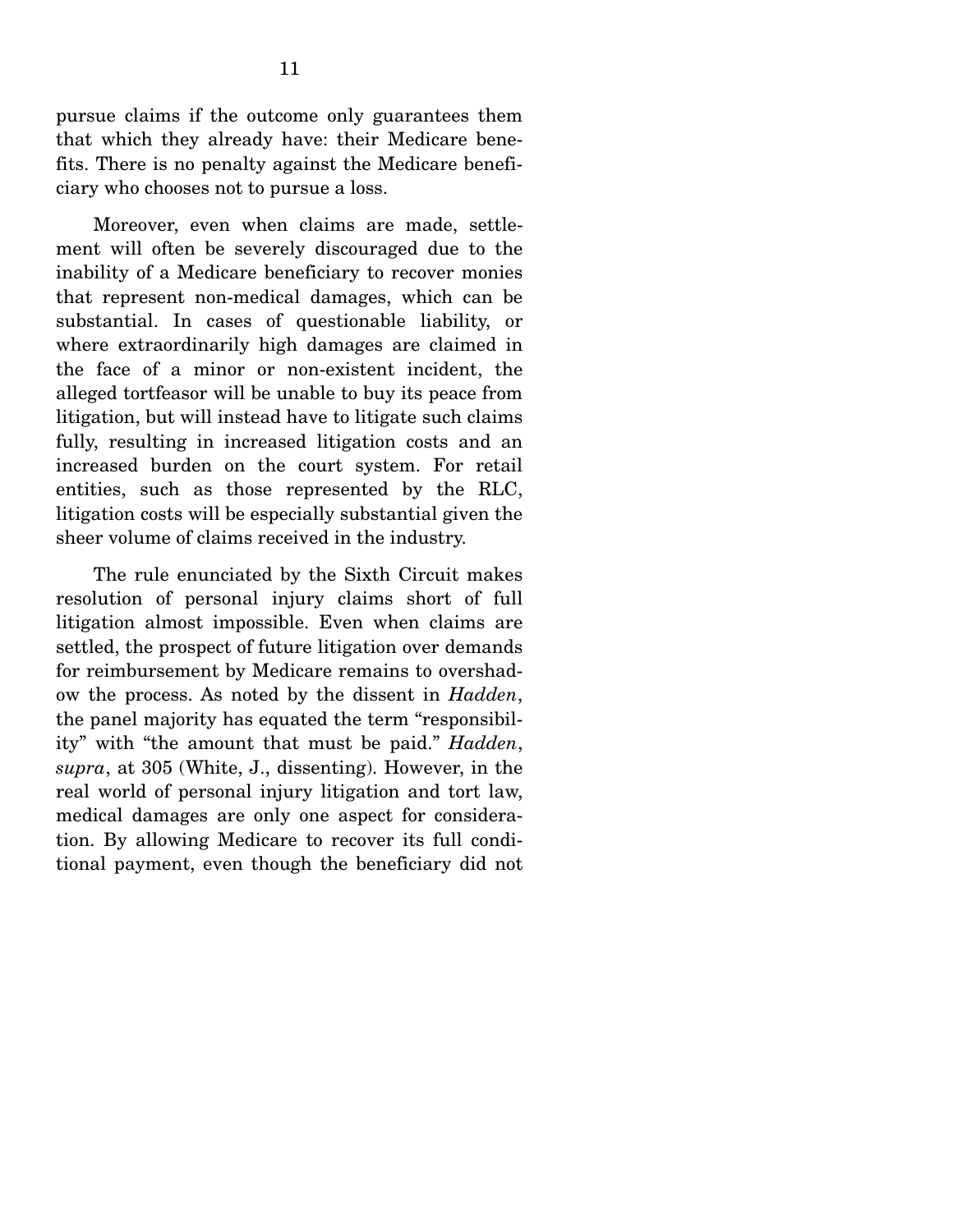pursue claims if the outcome only guarantees them that which they already have: their Medicare benefits. There is no penalty against the Medicare beneficiary who chooses not to pursue a loss.

Moreover, even when claims are made, settlement will often be severely discouraged due to the inability of a Medicare beneficiary to recover monies that represent non-medical damages, which can be substantial. In cases of questionable liability, or where extraordinarily high damages are claimed in the face of a minor or non-existent incident, the alleged tortfeasor will be unable to buy its peace from litigation, but will instead have to litigate such claims fully, resulting in increased litigation costs and an increased burden on the court system. For retail entities, such as those represented by the RLC, litigation costs will be especially substantial given the sheer volume of claims received in the industry.

The rule enunciated by the Sixth Circuit makes resolution of personal injury claims short of full litigation almost impossible. Even when claims are settled, the prospect of future litigation over demands for reimbursement by Medicare remains to overshadow the process. As noted by the dissent in *Hadden*, the panel majority has equated the term "responsibility" with "the amount that must be paid." *Hadden*, *supra*, at 305 (White, J., dissenting). However, in the real world of personal injury litigation and tort law, medical damages are only one aspect for consideration. By allowing Medicare to recover its full conditional payment, even though the beneficiary did not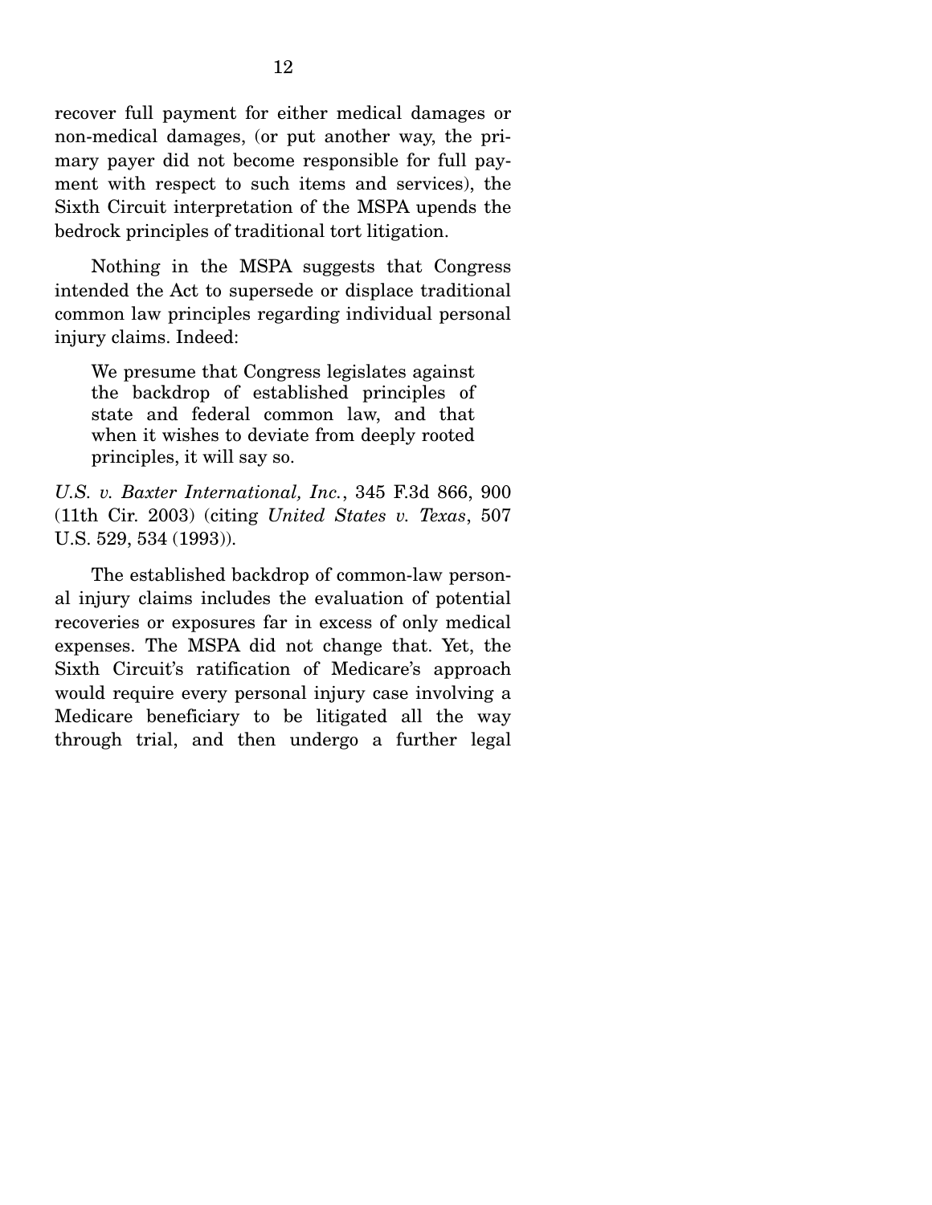recover full payment for either medical damages or non-medical damages, (or put another way, the primary payer did not become responsible for full payment with respect to such items and services), the Sixth Circuit interpretation of the MSPA upends the bedrock principles of traditional tort litigation.

Nothing in the MSPA suggests that Congress intended the Act to supersede or displace traditional common law principles regarding individual personal injury claims. Indeed:

> We presume that Congress legislates against the backdrop of established principles of state and federal common law, and that when it wishes to deviate from deeply rooted principles, it will say so.

*U.S. v. Baxter International, Inc.*, 345 F.3d 866, 900 (11th Cir. 2003) (citing *United States v. Texas*, 507 U.S. 529, 534 (1993)).

The established backdrop of common-law personal injury claims includes the evaluation of potential recoveries or exposures far in excess of only medical expenses. The MSPA did not change that. Yet, the Sixth Circuit's ratification of Medicare's approach would require every personal injury case involving a Medicare beneficiary to be litigated all the way through trial, and then undergo a further legal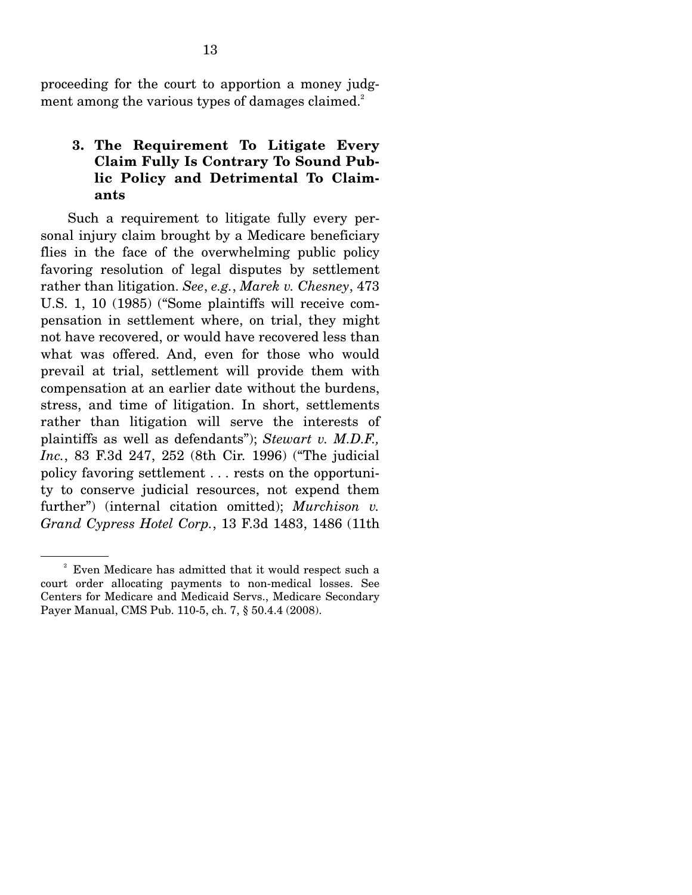proceeding for the court to apportion a money judgment among the various types of damages claimed.[2]

### 3. The Requirement To Litigate Every Claim Fully Is Contrary To Sound Public Policy and Detrimental To Claimants

Such a requirement to litigate fully every personal injury claim brought by a Medicare beneficiary flies in the face of the overwhelming public policy favoring resolution of legal disputes by settlement rather than litigation. *See*, *e.g.*, *Marek v. Chesney*, 473 U.S. 1, 10 (1985) ("Some plaintiffs will receive compensation in settlement where, on trial, they might not have recovered, or would have recovered less than what was offered. And, even for those who would prevail at trial, settlement will provide them with compensation at an earlier date without the burdens, stress, and time of litigation. In short, settlements rather than litigation will serve the interests of plaintiffs as well as defendants"); *Stewart v. M.D.F., Inc.*, 83 F.3d 247, 252 (8th Cir. 1996) ("The judicial policy favoring settlement . . . rests on the opportunity to conserve judicial resources, not expend them further") (internal citation omitted); *Murchison v. Grand Cypress Hotel Corp.*, 13 F.3d 1483, 1486 (11th

---

[2] Even Medicare has admitted that it would respect such a court order allocating payments to non-medical losses. See Centers for Medicare and Medicaid Servs., Medicare Secondary Payer Manual, CMS Pub. 110-5, ch. 7, § 50.4.4 (2008).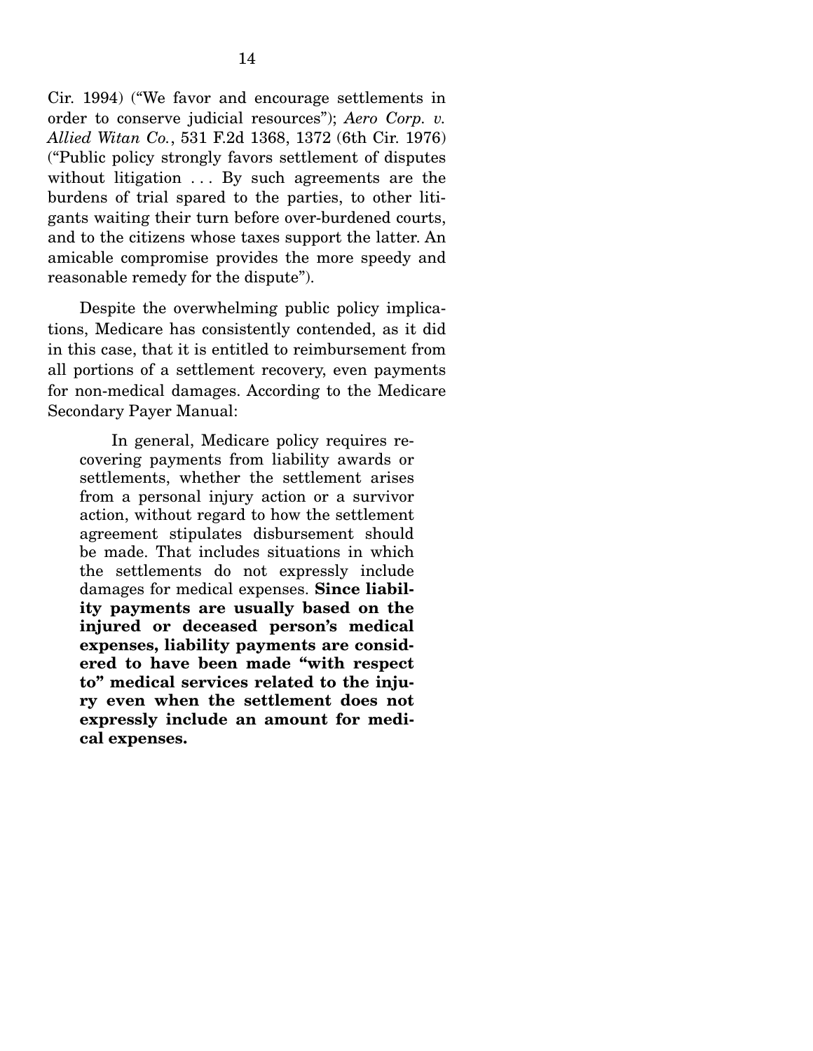Cir. 1994) ("We favor and encourage settlements in order to conserve judicial resources"); *Aero Corp. v. Allied Witan Co.*, 531 F.2d 1368, 1372 (6th Cir. 1976) ("Public policy strongly favors settlement of disputes without litigation . . . By such agreements are the burdens of trial spared to the parties, to other litigants waiting their turn before over-burdened courts, and to the citizens whose taxes support the latter. An amicable compromise provides the more speedy and reasonable remedy for the dispute").

Despite the overwhelming public policy implications, Medicare has consistently contended, as it did in this case, that it is entitled to reimbursement from all portions of a settlement recovery, even payments for non-medical damages. According to the Medicare Secondary Payer Manual:

> In general, Medicare policy requires recovering payments from liability awards or settlements, whether the settlement arises from a personal injury action or a survivor action, without regard to how the settlement agreement stipulates disbursement should be made. That includes situations in which the settlements do not expressly include damages for medical expenses. **Since liability payments are usually based on the injured or deceased person's medical expenses, liability payments are considered to have been made "with respect to" medical services related to the injury even when the settlement does not expressly include an amount for medical expenses.**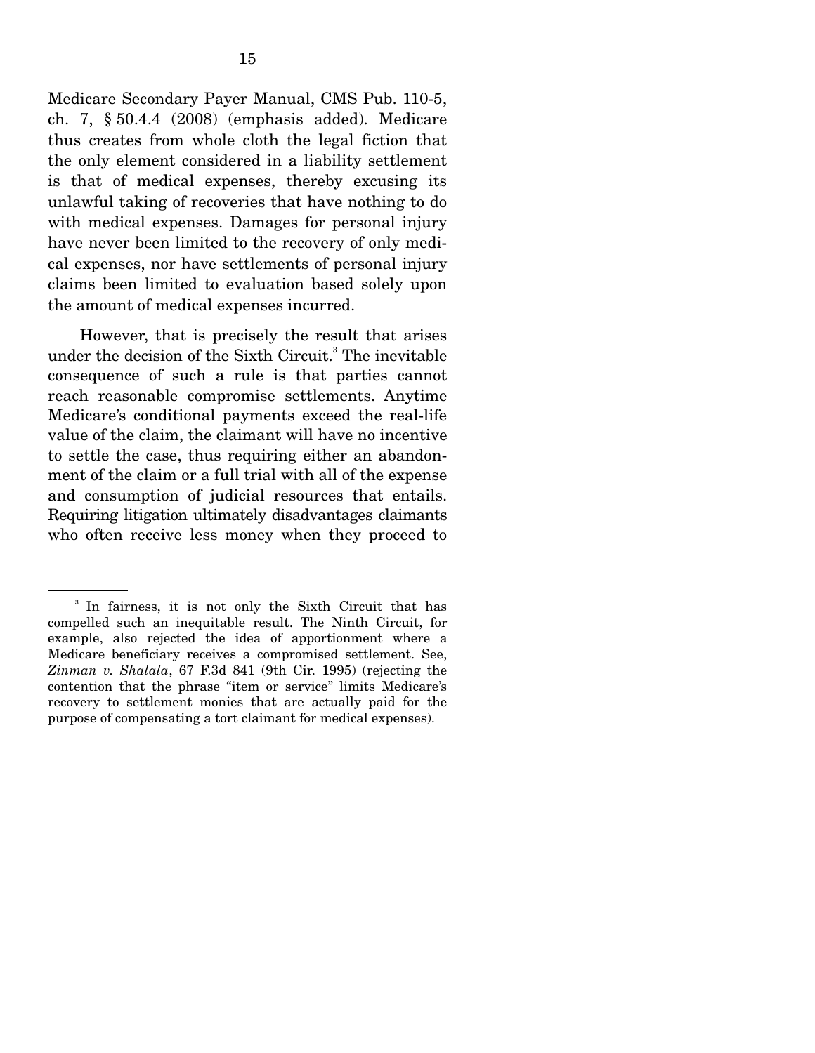Medicare Secondary Payer Manual, CMS Pub. 110-5, ch. 7, § 50.4.4 (2008) (emphasis added). Medicare thus creates from whole cloth the legal fiction that the only element considered in a liability settlement is that of medical expenses, thereby excusing its unlawful taking of recoveries that have nothing to do with medical expenses. Damages for personal injury have never been limited to the recovery of only medical expenses, nor have settlements of personal injury claims been limited to evaluation based solely upon the amount of medical expenses incurred.

However, that is precisely the result that arises under the decision of the Sixth Circuit.[3] The inevitable consequence of such a rule is that parties cannot reach reasonable compromise settlements. Anytime Medicare's conditional payments exceed the real-life value of the claim, the claimant will have no incentive to settle the case, thus requiring either an abandonment of the claim or a full trial with all of the expense and consumption of judicial resources that entails. Requiring litigation ultimately disadvantages claimants who often receive less money when they proceed to

---

[3] In fairness, it is not only the Sixth Circuit that has compelled such an inequitable result. The Ninth Circuit, for example, also rejected the idea of apportionment where a Medicare beneficiary receives a compromised settlement. See, *Zinman v. Shalala*, 67 F.3d 841 (9th Cir. 1995) (rejecting the contention that the phrase "item or service" limits Medicare's recovery to settlement monies that are actually paid for the purpose of compensating a tort claimant for medical expenses).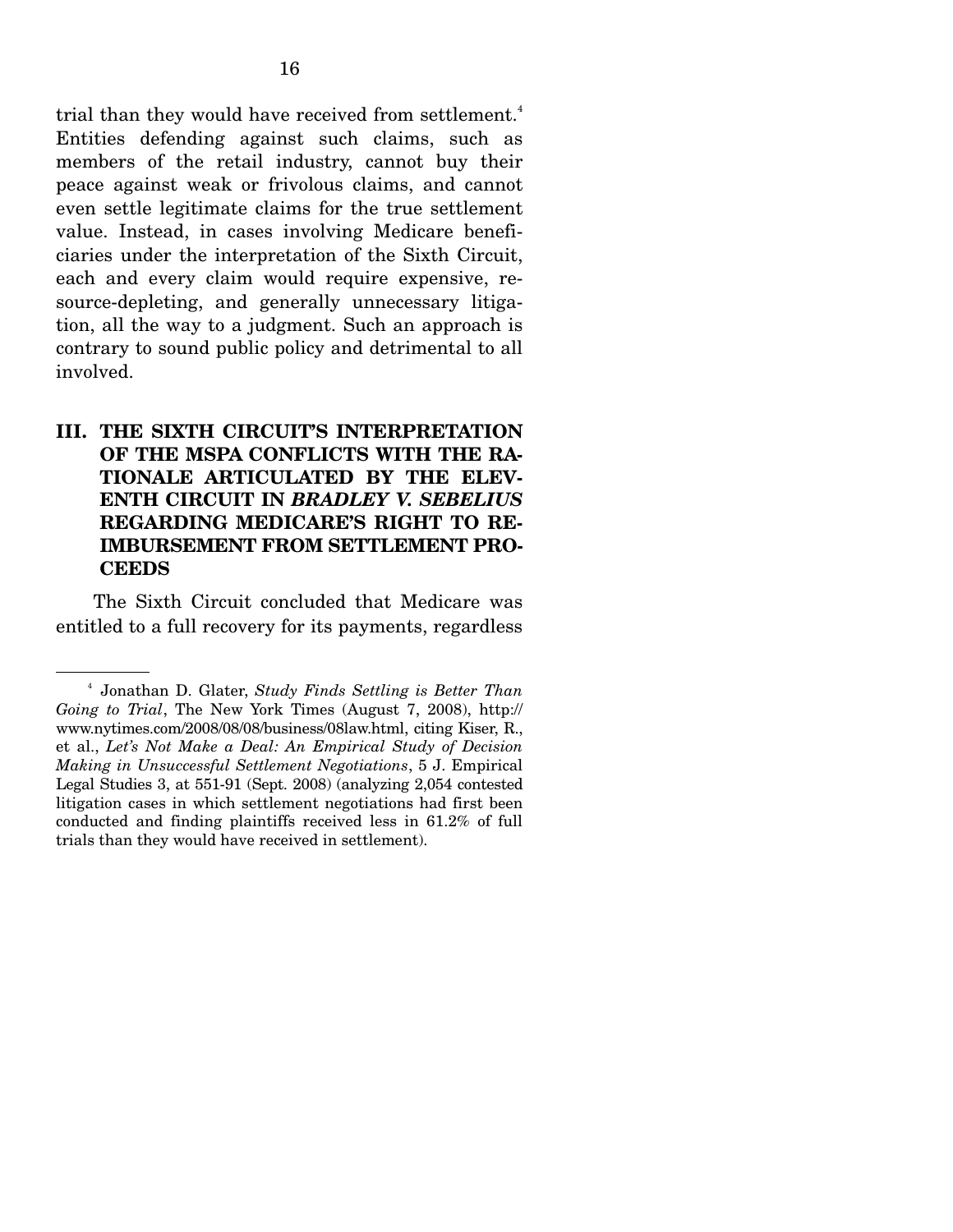trial than they would have received from settlement.[4] Entities defending against such claims, such as members of the retail industry, cannot buy their peace against weak or frivolous claims, and cannot even settle legitimate claims for the true settlement value. Instead, in cases involving Medicare beneficiaries under the interpretation of the Sixth Circuit, each and every claim would require expensive, resource-depleting, and generally unnecessary litigation, all the way to a judgment. Such an approach is contrary to sound public policy and detrimental to all involved.

## III. THE SIXTH CIRCUIT'S INTERPRETATION OF THE MSPA CONFLICTS WITH THE RATIONALE ARTICULATED BY THE ELEVENTH CIRCUIT IN *BRADLEY V. SEBELIUS* REGARDING MEDICARE'S RIGHT TO REIMBURSEMENT FROM SETTLEMENT PROCEEDS

The Sixth Circuit concluded that Medicare was entitled to a full recovery for its payments, regardless

---

[4] Jonathan D. Glater, *Study Finds Settling is Better Than Going to Trial*, The New York Times (August 7, 2008), http://www.nytimes.com/2008/08/08/business/08law.html, citing Kiser, R., et al., *Let's Not Make a Deal: An Empirical Study of Decision Making in Unsuccessful Settlement Negotiations*, 5 J. Empirical Legal Studies 3, at 551-91 (Sept. 2008) (analyzing 2,054 contested litigation cases in which settlement negotiations had first been conducted and finding plaintiffs received less in 61.2% of full trials than they would have received in settlement).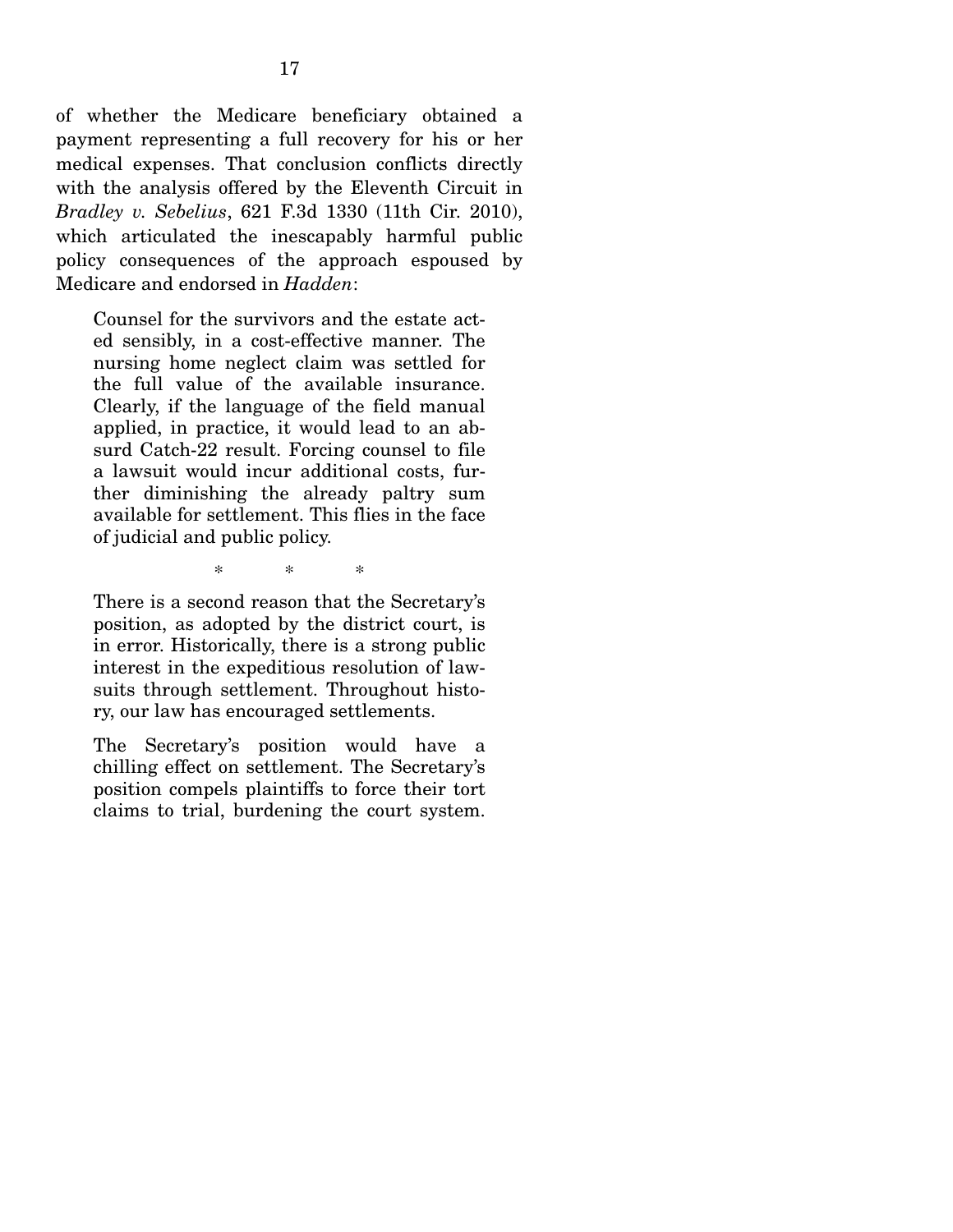of whether the Medicare beneficiary obtained a payment representing a full recovery for his or her medical expenses. That conclusion conflicts directly with the analysis offered by the Eleventh Circuit in *Bradley v. Sebelius*, 621 F.3d 1330 (11th Cir. 2010), which articulated the inescapably harmful public policy consequences of the approach espoused by Medicare and endorsed in *Hadden*:

> Counsel for the survivors and the estate acted sensibly, in a cost-effective manner. The nursing home neglect claim was settled for the full value of the available insurance. Clearly, if the language of the field manual applied, in practice, it would lead to an absurd Catch-22 result. Forcing counsel to file a lawsuit would incur additional costs, further diminishing the already paltry sum available for settlement. This flies in the face of judicial and public policy.
>
> \* \* \*
>
> There is a second reason that the Secretary's position, as adopted by the district court, is in error. Historically, there is a strong public interest in the expeditious resolution of lawsuits through settlement. Throughout history, our law has encouraged settlements.
>
> The Secretary's position would have a chilling effect on settlement. The Secretary's position compels plaintiffs to force their tort claims to trial, burdening the court system.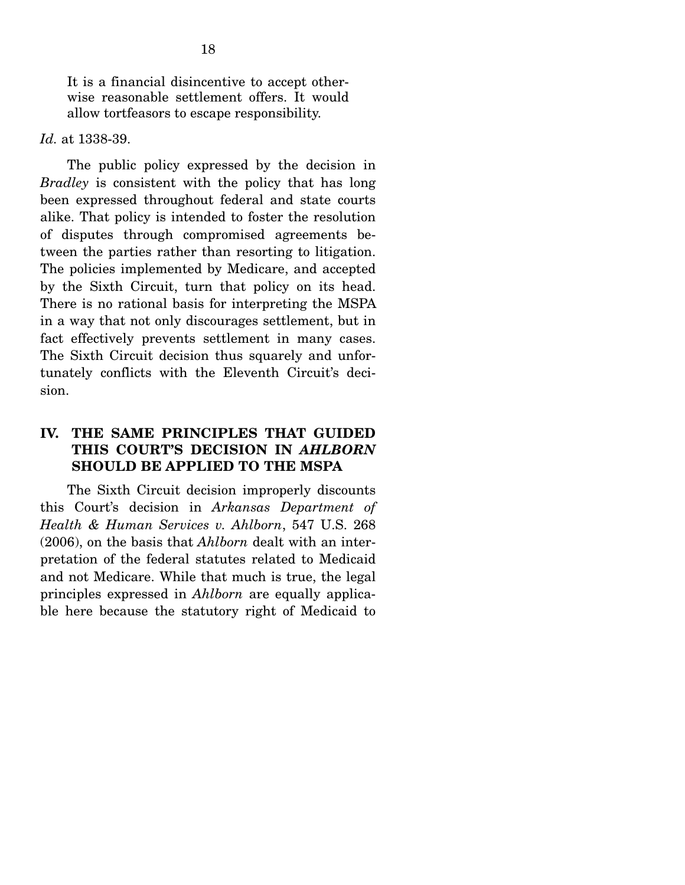It is a financial disincentive to accept otherwise reasonable settlement offers. It would allow tortfeasors to escape responsibility.

*Id.* at 1338-39.

The public policy expressed by the decision in *Bradley* is consistent with the policy that has long been expressed throughout federal and state courts alike. That policy is intended to foster the resolution of disputes through compromised agreements between the parties rather than resorting to litigation. The policies implemented by Medicare, and accepted by the Sixth Circuit, turn that policy on its head. There is no rational basis for interpreting the MSPA in a way that not only discourages settlement, but in fact effectively prevents settlement in many cases. The Sixth Circuit decision thus squarely and unfortunately conflicts with the Eleventh Circuit's decision.

## IV. THE SAME PRINCIPLES THAT GUIDED THIS COURT'S DECISION IN *AHLBORN* SHOULD BE APPLIED TO THE MSPA

The Sixth Circuit decision improperly discounts this Court's decision in *Arkansas Department of Health & Human Services v. Ahlborn*, 547 U.S. 268 (2006), on the basis that *Ahlborn* dealt with an interpretation of the federal statutes related to Medicaid and not Medicare. While that much is true, the legal principles expressed in *Ahlborn* are equally applicable here because the statutory right of Medicaid to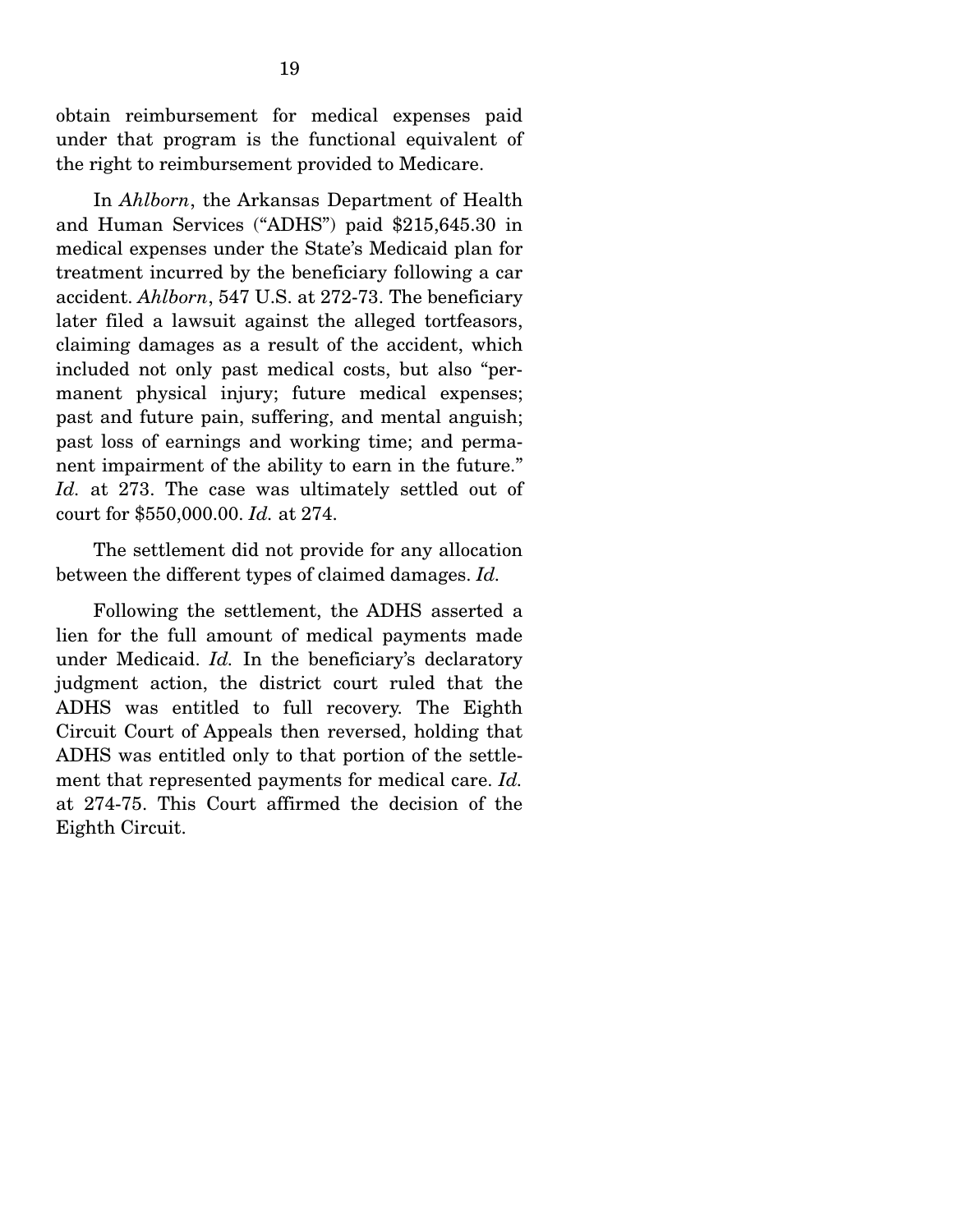obtain reimbursement for medical expenses paid under that program is the functional equivalent of the right to reimbursement provided to Medicare.

In *Ahlborn*, the Arkansas Department of Health and Human Services ("ADHS") paid $215,645.30 in medical expenses under the State's Medicaid plan for treatment incurred by the beneficiary following a car accident. *Ahlborn*, 547 U.S. at 272-73. The beneficiary later filed a lawsuit against the alleged tortfeasors, claiming damages as a result of the accident, which included not only past medical costs, but also "permanent physical injury; future medical expenses; past and future pain, suffering, and mental anguish; past loss of earnings and working time; and permanent impairment of the ability to earn in the future." *Id.* at 273. The case was ultimately settled out of court for $550,000.00. *Id.* at 274.

The settlement did not provide for any allocation between the different types of claimed damages. *Id.*

Following the settlement, the ADHS asserted a lien for the full amount of medical payments made under Medicaid. *Id.* In the beneficiary's declaratory judgment action, the district court ruled that the ADHS was entitled to full recovery. The Eighth Circuit Court of Appeals then reversed, holding that ADHS was entitled only to that portion of the settlement that represented payments for medical care. *Id.* at 274-75. This Court affirmed the decision of the Eighth Circuit.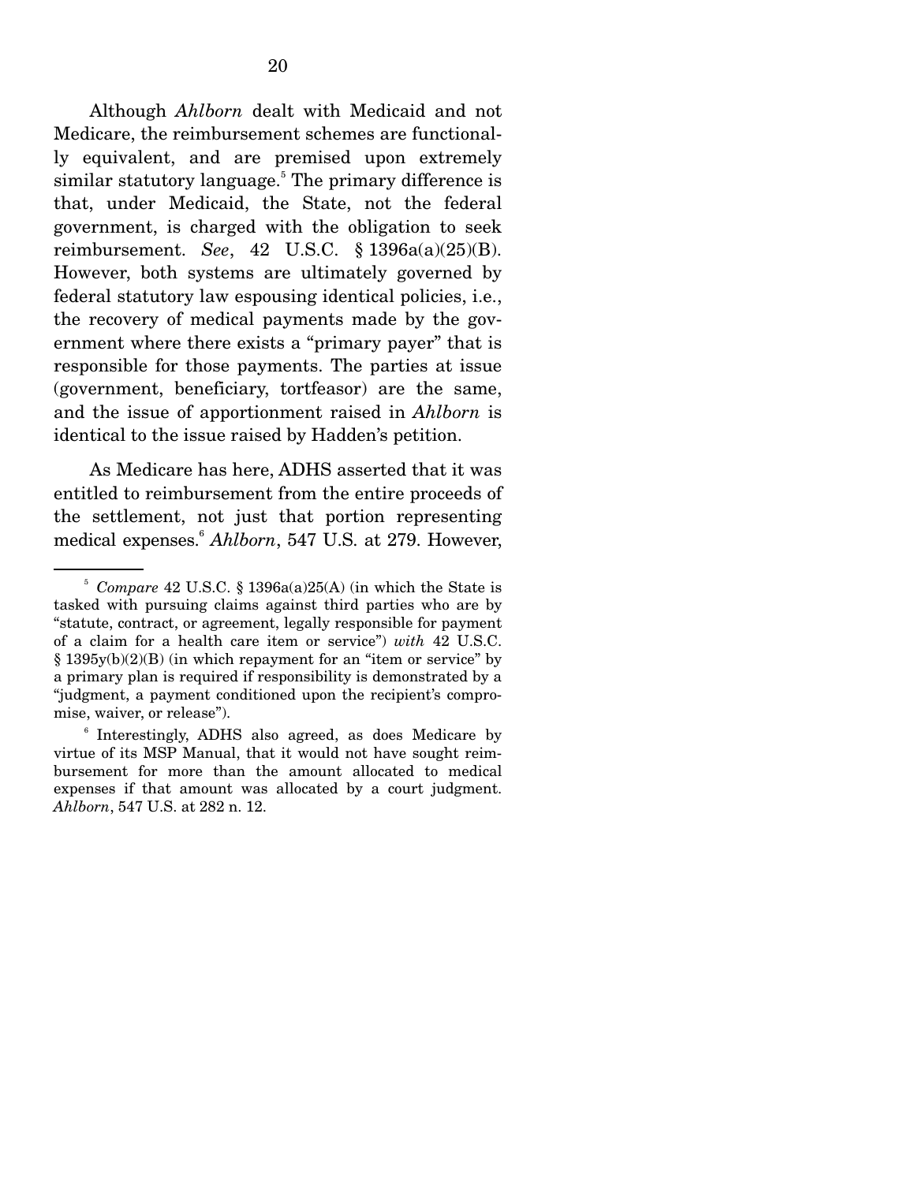Although *Ahlborn* dealt with Medicaid and not Medicare, the reimbursement schemes are functionally equivalent, and are premised upon extremely similar statutory language.[5] The primary difference is that, under Medicaid, the State, not the federal government, is charged with the obligation to seek reimbursement. *See*, 42 U.S.C. § 1396a(a)(25)(B). However, both systems are ultimately governed by federal statutory law espousing identical policies, i.e., the recovery of medical payments made by the government where there exists a "primary payer" that is responsible for those payments. The parties at issue (government, beneficiary, tortfeasor) are the same, and the issue of apportionment raised in *Ahlborn* is identical to the issue raised by Hadden's petition.

As Medicare has here, ADHS asserted that it was entitled to reimbursement from the entire proceeds of the settlement, not just that portion representing medical expenses.[6] *Ahlborn*, 547 U.S. at 279. However,

---

[5] *Compare* 42 U.S.C. § 1396a(a)25(A) (in which the State is tasked with pursuing claims against third parties who are by "statute, contract, or agreement, legally responsible for payment of a claim for a health care item or service") *with* 42 U.S.C. § 1395y(b)(2)(B) (in which repayment for an "item or service" by a primary plan is required if responsibility is demonstrated by a "judgment, a payment conditioned upon the recipient's compromise, waiver, or release").

[6] Interestingly, ADHS also agreed, as does Medicare by virtue of its MSP Manual, that it would not have sought reimbursement for more than the amount allocated to medical expenses if that amount was allocated by a court judgment. *Ahlborn*, 547 U.S. at 282 n. 12.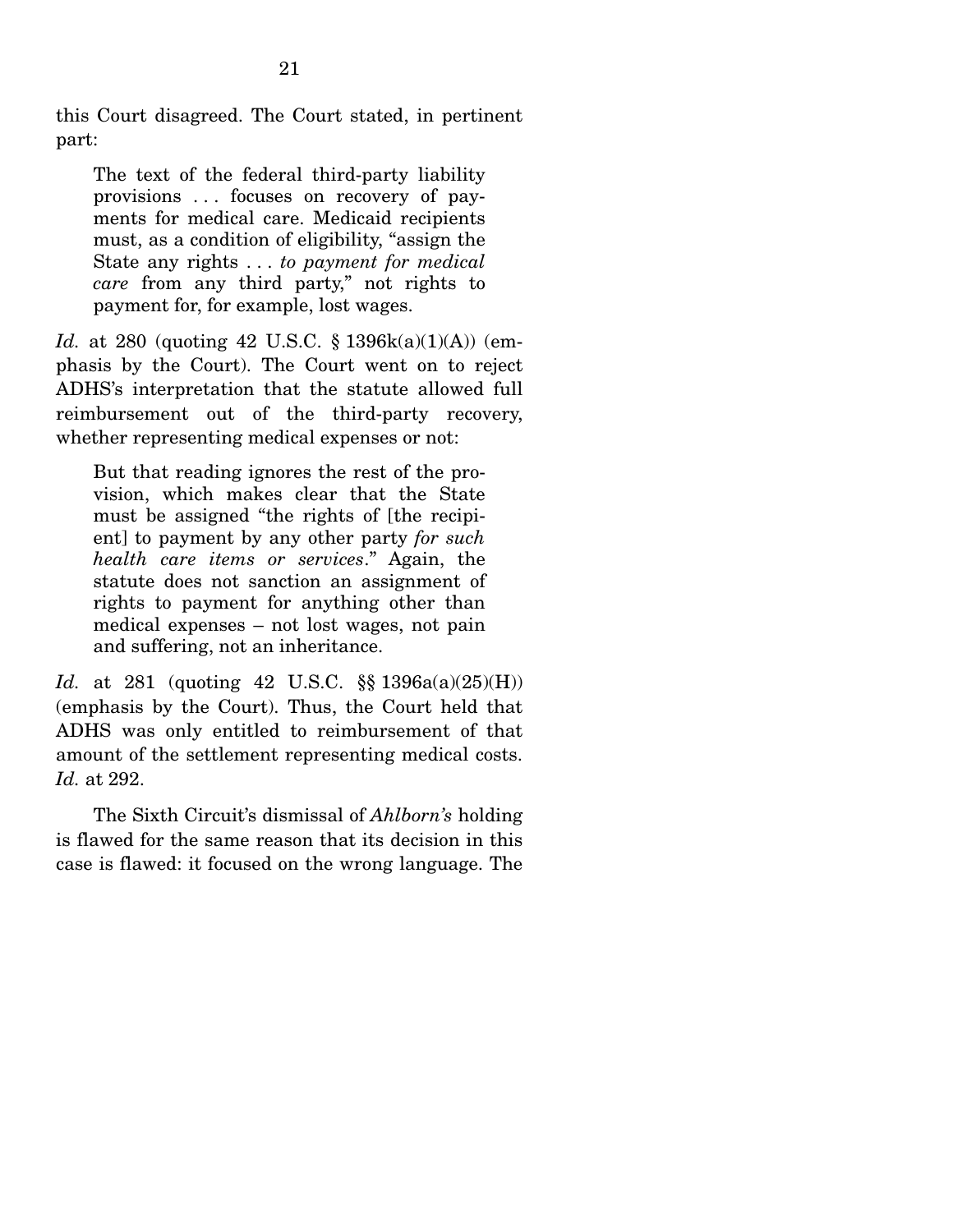this Court disagreed. The Court stated, in pertinent part:

> The text of the federal third-party liability provisions . . . focuses on recovery of payments for medical care. Medicaid recipients must, as a condition of eligibility, "assign the State any rights . . . *to payment for medical care* from any third party," not rights to payment for, for example, lost wages.

*Id.* at 280 (quoting 42 U.S.C. § 1396k(a)(1)(A)) (emphasis by the Court). The Court went on to reject ADHS's interpretation that the statute allowed full reimbursement out of the third-party recovery, whether representing medical expenses or not:

> But that reading ignores the rest of the provision, which makes clear that the State must be assigned "the rights of [the recipient] to payment by any other party *for such health care items or services*." Again, the statute does not sanction an assignment of rights to payment for anything other than medical expenses – not lost wages, not pain and suffering, not an inheritance.

*Id.* at 281 (quoting 42 U.S.C. §§ 1396a(a)(25)(H)) (emphasis by the Court). Thus, the Court held that ADHS was only entitled to reimbursement of that amount of the settlement representing medical costs. *Id.* at 292.

The Sixth Circuit's dismissal of *Ahlborn's* holding is flawed for the same reason that its decision in this case is flawed: it focused on the wrong language. The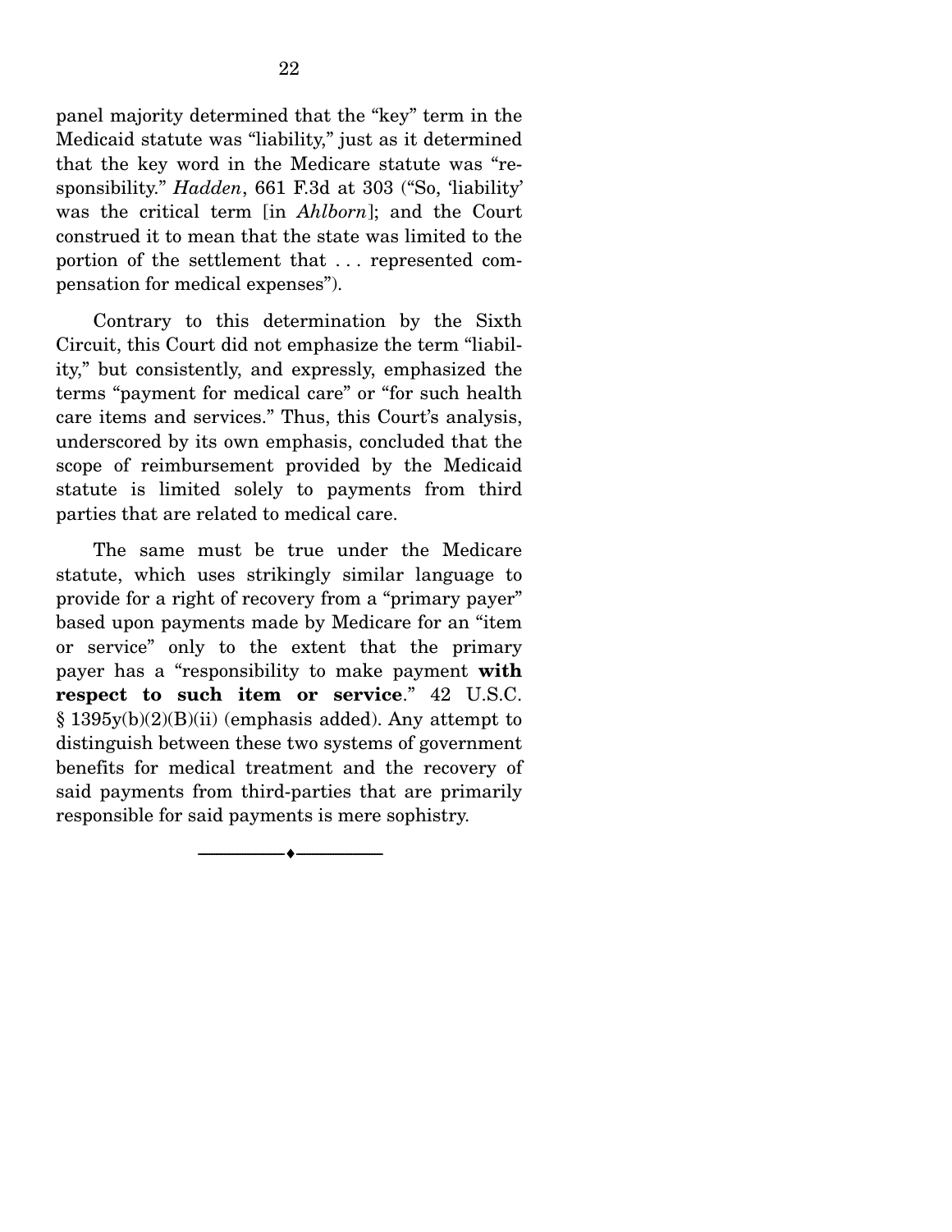panel majority determined that the "key" term in the Medicaid statute was "liability," just as it determined that the key word in the Medicare statute was "responsibility." *Hadden*, 661 F.3d at 303 ("So, 'liability' was the critical term [in *Ahlborn*]; and the Court construed it to mean that the state was limited to the portion of the settlement that . . . represented compensation for medical expenses").

Contrary to this determination by the Sixth Circuit, this Court did not emphasize the term "liability," but consistently, and expressly, emphasized the terms "payment for medical care" or "for such health care items and services." Thus, this Court's analysis, underscored by its own emphasis, concluded that the scope of reimbursement provided by the Medicaid statute is limited solely to payments from third parties that are related to medical care.

The same must be true under the Medicare statute, which uses strikingly similar language to provide for a right of recovery from a "primary payer" based upon payments made by Medicare for an "item or service" only to the extent that the primary payer has a "responsibility to make payment **with respect to such item or service**." 42 U.S.C. § 1395y(b)(2)(B)(ii) (emphasis added). Any attempt to distinguish between these two systems of government benefits for medical treatment and the recovery of said payments from third-parties that are primarily responsible for said payments is mere sophistry.

---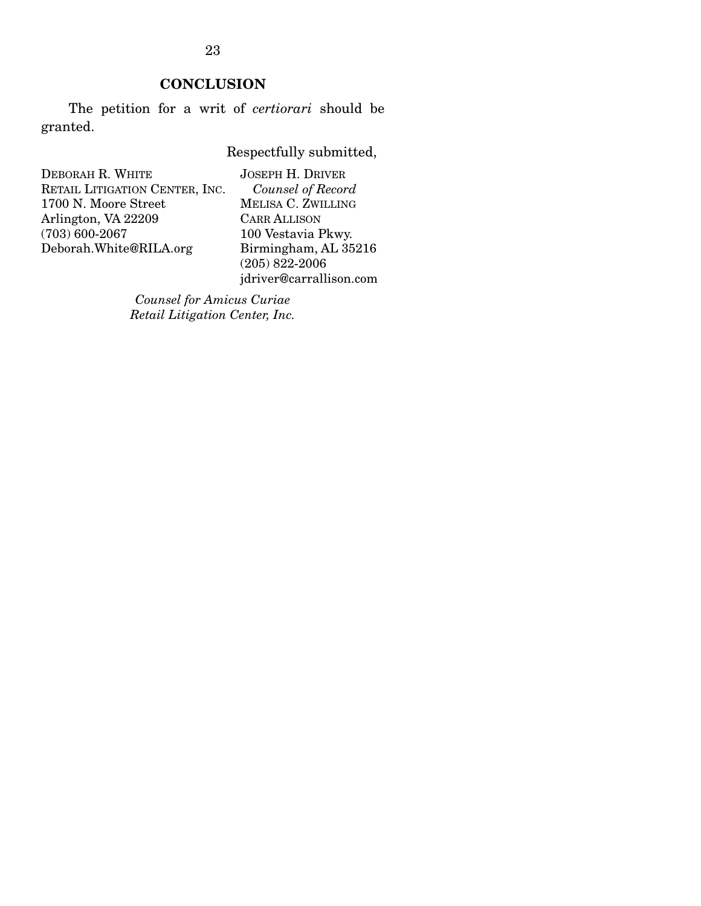## CONCLUSION

The petition for a writ of *certiorari* should be granted.

Respectfully submitted,

DEBORAH R. WHITE
RETAIL LITIGATION CENTER, INC.
1700 N. Moore Street
Arlington, VA 22209
(703) 600-2067
Deborah.White@RILA.org

JOSEPH H. DRIVER
*Counsel of Record*
MELISA C. ZWILLING
CARR ALLISON
100 Vestavia Pkwy.
Birmingham, AL 35216
(205) 822-2006
jdriver@carrallison.com

*Counsel for Amicus Curiae Retail Litigation Center, Inc.*